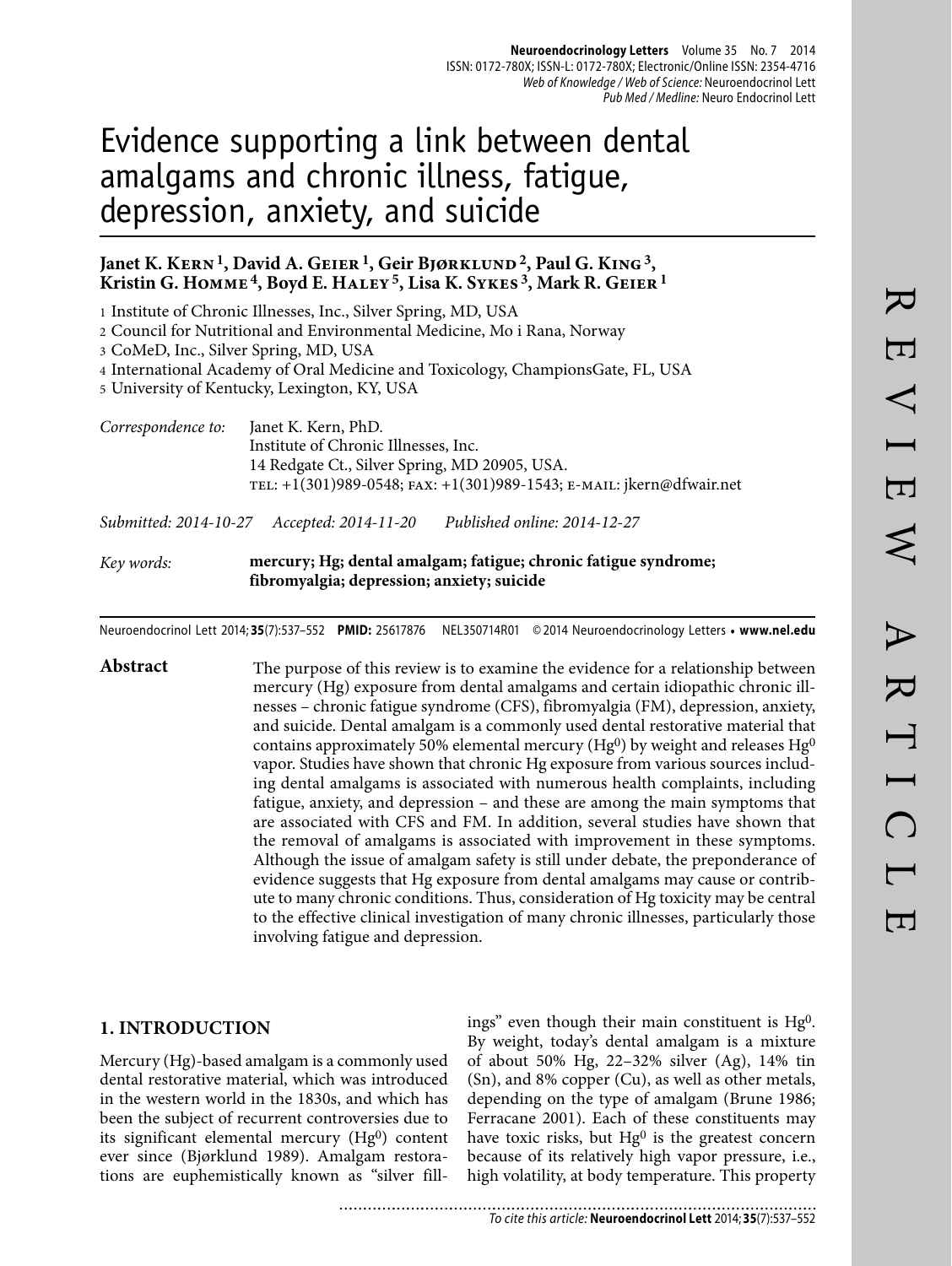# Evidence supporting a link between dental amalgams and chronic illness, fatigue, depression, anxiety, and suicide

**Janet K. Kern [1], David A. Geier [1], Geir Bjørklund [2], Paul G. King [3], Kristin G. Homme [4], Boyd E. Haley [5], Lisa K. Sykes [3], Mark R. Geier [1]**

1 Institute of Chronic Illnesses, Inc., Silver Spring, MD, USA
2 Council for Nutritional and Environmental Medicine, Mo i Rana, Norway
3 CoMeD, Inc., Silver Spring, MD, USA
4 International Academy of Oral Medicine and Toxicology, ChampionsGate, FL, USA
5 University of Kentucky, Lexington, KY, USA

*Correspondence to:* Janet K. Kern, PhD.
Institute of Chronic Illnesses, Inc.
14 Redgate Ct., Silver Spring, MD 20905, USA.
tel: +1(301)989-0548; fax: +1(301)989-1543; e-mail: jkern@dfwair.net

*Submitted: 2014-10-27* *Accepted: 2014-11-20* *Published online: 2014-12-27*

*Key words:* **mercury; Hg; dental amalgam; fatigue; chronic fatigue syndrome; fibromyalgia; depression; anxiety; suicide**

Neuroendocrinol Lett 2014; **35**(7):537–552 **PMID:** 25617876 NEL350714R01 © 2014 Neuroendocrinology Letters • **www.nel.edu**

**Abstract**

The purpose of this review is to examine the evidence for a relationship between mercury (Hg) exposure from dental amalgams and certain idiopathic chronic illnesses – chronic fatigue syndrome (CFS), fibromyalgia (FM), depression, anxiety, and suicide. Dental amalgam is a commonly used dental restorative material that contains approximately 50% elemental mercury ($Hg^0$) by weight and releases $Hg^0$ vapor. Studies have shown that chronic Hg exposure from various sources including dental amalgams is associated with numerous health complaints, including fatigue, anxiety, and depression – and these are among the main symptoms that are associated with CFS and FM. In addition, several studies have shown that the removal of amalgams is associated with improvement in these symptoms. Although the issue of amalgam safety is still under debate, the preponderance of evidence suggests that Hg exposure from dental amalgams may cause or contribute to many chronic conditions. Thus, consideration of Hg toxicity may be central to the effective clinical investigation of many chronic illnesses, particularly those involving fatigue and depression.

## 1. INTRODUCTION

Mercury (Hg)-based amalgam is a commonly used dental restorative material, which was introduced in the western world in the 1830s, and which has been the subject of recurrent controversies due to its significant elemental mercury ($Hg^0$) content ever since (Bjørklund 1989). Amalgam restorations are euphemistically known as "silver fillings" even though their main constituent is $Hg^0$. By weight, today's dental amalgam is a mixture of about 50% Hg, 22–32% silver (Ag), 14% tin (Sn), and 8% copper (Cu), as well as other metals, depending on the type of amalgam (Brune 1986; Ferracane 2001). Each of these constituents may have toxic risks, but $Hg^0$ is the greatest concern because of its relatively high vapor pressure, i.e., high volatility, at body temperature. This property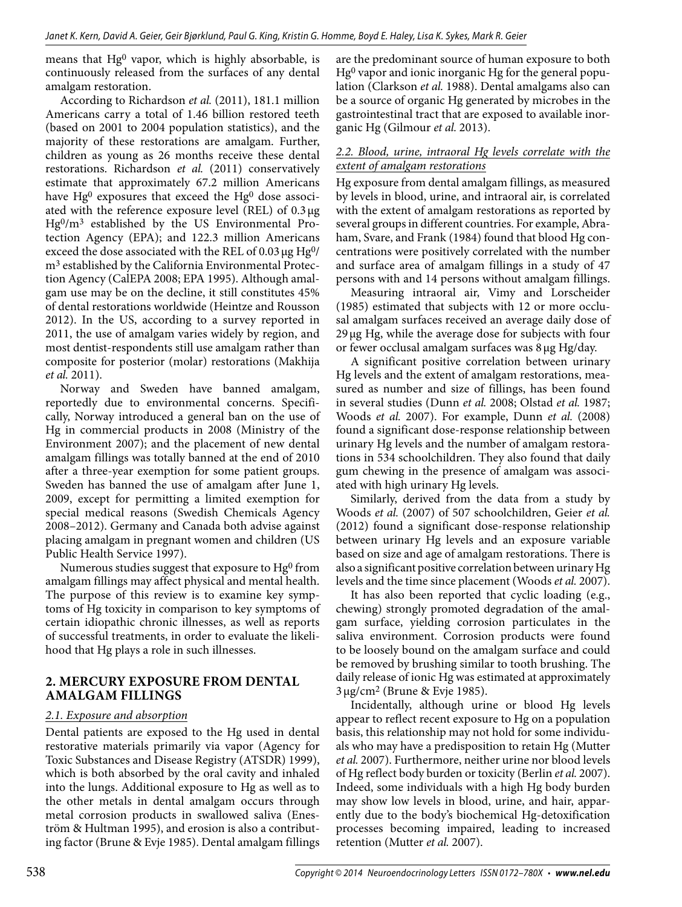means that $Hg^0$ vapor, which is highly absorbable, is continuously released from the surfaces of any dental amalgam restoration.

According to Richardson *et al.* (2011), 181.1 million Americans carry a total of 1.46 billion restored teeth (based on 2001 to 2004 population statistics), and the majority of these restorations are amalgam. Further, children as young as 26 months receive these dental restorations. Richardson *et al.* (2011) conservatively estimate that approximately 67.2 million Americans have $Hg^0$ exposures that exceed the $Hg^0$ dose associated with the reference exposure level (REL) of 0.3 μg $Hg^0/m^3$ established by the US Environmental Protection Agency (EPA); and 122.3 million Americans exceed the dose associated with the REL of 0.03 μg $Hg^0/m^3$ established by the California Environmental Protection Agency (CalEPA 2008; EPA 1995). Although amalgam use may be on the decline, it still constitutes 45% of dental restorations worldwide (Heintze and Rousson 2012). In the US, according to a survey reported in 2011, the use of amalgam varies widely by region, and most dentist-respondents still use amalgam rather than composite for posterior (molar) restorations (Makhija *et al.* 2011).

Norway and Sweden have banned amalgam, reportedly due to environmental concerns. Specifically, Norway introduced a general ban on the use of Hg in commercial products in 2008 (Ministry of the Environment 2007); and the placement of new dental amalgam fillings was totally banned at the end of 2010 after a three-year exemption for some patient groups. Sweden has banned the use of amalgam after June 1, 2009, except for permitting a limited exemption for special medical reasons (Swedish Chemicals Agency 2008–2012). Germany and Canada both advise against placing amalgam in pregnant women and children (US Public Health Service 1997).

Numerous studies suggest that exposure to $Hg^0$ from amalgam fillings may affect physical and mental health. The purpose of this review is to examine key symptoms of Hg toxicity in comparison to key symptoms of certain idiopathic chronic illnesses, as well as reports of successful treatments, in order to evaluate the likelihood that Hg plays a role in such illnesses.

## 2. MERCURY EXPOSURE FROM DENTAL AMALGAM FILLINGS

### 2.1. Exposure and absorption

Dental patients are exposed to the Hg used in dental restorative materials primarily via vapor (Agency for Toxic Substances and Disease Registry (ATSDR) 1999), which is both absorbed by the oral cavity and inhaled into the lungs. Additional exposure to Hg as well as to the other metals in dental amalgam occurs through metal corrosion products in swallowed saliva (Eneström & Hultman 1995), and erosion is also a contributing factor (Brune & Evje 1985). Dental amalgam fillings are the predominant source of human exposure to both $Hg^0$ vapor and ionic inorganic Hg for the general population (Clarkson *et al.* 1988). Dental amalgams also can be a source of organic Hg generated by microbes in the gastrointestinal tract that are exposed to available inorganic Hg (Gilmour *et al.* 2013).

### 2.2. Blood, urine, intraoral Hg levels correlate with the extent of amalgam restorations

Hg exposure from dental amalgam fillings, as measured by levels in blood, urine, and intraoral air, is correlated with the extent of amalgam restorations as reported by several groups in different countries. For example, Abraham, Svare, and Frank (1984) found that blood Hg concentrations were positively correlated with the number and surface area of amalgam fillings in a study of 47 persons with and 14 persons without amalgam fillings.

Measuring intraoral air, Vimy and Lorscheider (1985) estimated that subjects with 12 or more occlusal amalgam surfaces received an average daily dose of 29 μg Hg, while the average dose for subjects with four or fewer occlusal amalgam surfaces was 8 μg Hg/day.

A significant positive correlation between urinary Hg levels and the extent of amalgam restorations, measured as number and size of fillings, has been found in several studies (Dunn *et al.* 2008; Olstad *et al.* 1987; Woods *et al.* 2007). For example, Dunn *et al.* (2008) found a significant dose-response relationship between urinary Hg levels and the number of amalgam restorations in 534 schoolchildren. They also found that daily gum chewing in the presence of amalgam was associated with high urinary Hg levels.

Similarly, derived from the data from a study by Woods *et al.* (2007) of 507 schoolchildren, Geier *et al.* (2012) found a significant dose-response relationship between urinary Hg levels and an exposure variable based on size and age of amalgam restorations. There is also a significant positive correlation between urinary Hg levels and the time since placement (Woods *et al.* 2007).

It has also been reported that cyclic loading (e.g., chewing) strongly promoted degradation of the amalgam surface, yielding corrosion particulates in the saliva environment. Corrosion products were found to be loosely bound on the amalgam surface and could be removed by brushing similar to tooth brushing. The daily release of ionic Hg was estimated at approximately 3 μg/cm$^2$ (Brune & Evje 1985).

Incidentally, although urine or blood Hg levels appear to reflect recent exposure to Hg on a population basis, this relationship may not hold for some individuals who may have a predisposition to retain Hg (Mutter *et al.* 2007). Furthermore, neither urine nor blood levels of Hg reflect body burden or toxicity (Berlin *et al.* 2007). Indeed, some individuals with a high Hg body burden may show low levels in blood, urine, and hair, apparently due to the body's biochemical Hg-detoxification processes becoming impaired, leading to increased retention (Mutter *et al.* 2007).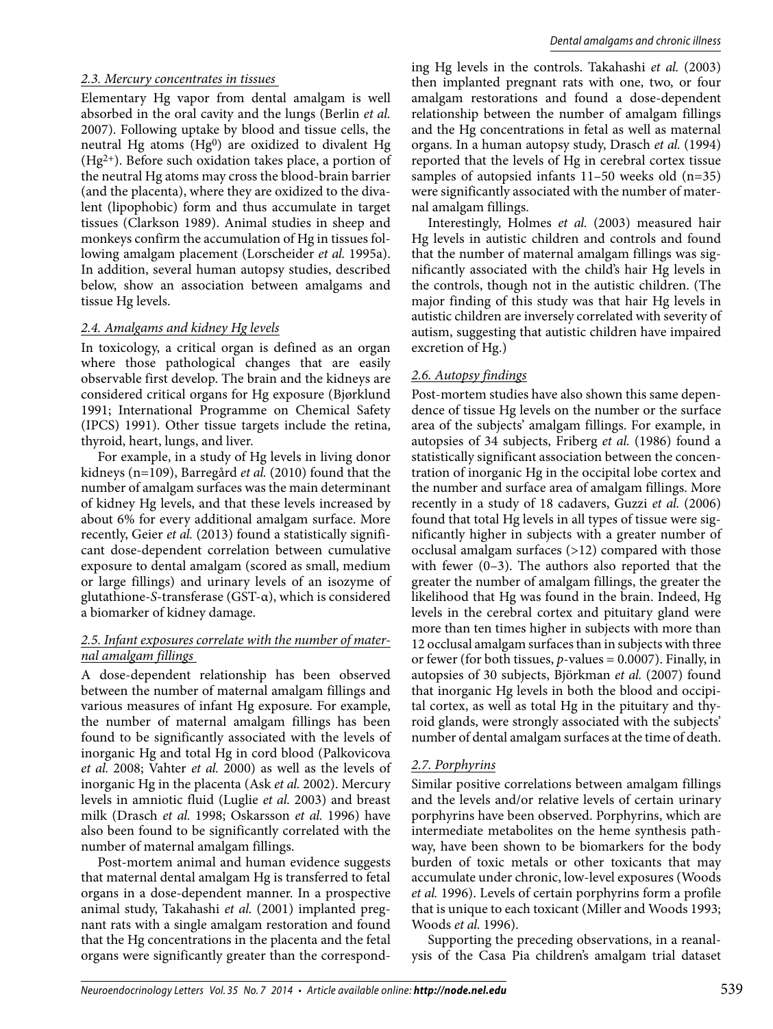### 2.3. Mercury concentrates in tissues

Elementary Hg vapor from dental amalgam is well absorbed in the oral cavity and the lungs (Berlin *et al.* 2007). Following uptake by blood and tissue cells, the neutral Hg atoms ($Hg^0$) are oxidized to divalent Hg ($Hg^{2+}$). Before such oxidation takes place, a portion of the neutral Hg atoms may cross the blood-brain barrier (and the placenta), where they are oxidized to the divalent (lipophobic) form and thus accumulate in target tissues (Clarkson 1989). Animal studies in sheep and monkeys confirm the accumulation of Hg in tissues following amalgam placement (Lorscheider *et al.* 1995a). In addition, several human autopsy studies, described below, show an association between amalgams and tissue Hg levels.

### 2.4. Amalgams and kidney Hg levels

In toxicology, a critical organ is defined as an organ where those pathological changes that are easily observable first develop. The brain and the kidneys are considered critical organs for Hg exposure (Bjørklund 1991; International Programme on Chemical Safety (IPCS) 1991). Other tissue targets include the retina, thyroid, heart, lungs, and liver.

For example, in a study of Hg levels in living donor kidneys (n=109), Barregård *et al.* (2010) found that the number of amalgam surfaces was the main determinant of kidney Hg levels, and that these levels increased by about 6% for every additional amalgam surface. More recently, Geier *et al.* (2013) found a statistically significant dose-dependent correlation between cumulative exposure to dental amalgam (scored as small, medium or large fillings) and urinary levels of an isozyme of glutathione-*S*-transferase (GST-α), which is considered a biomarker of kidney damage.

### 2.5. Infant exposures correlate with the number of maternal amalgam fillings

A dose-dependent relationship has been observed between the number of maternal amalgam fillings and various measures of infant Hg exposure. For example, the number of maternal amalgam fillings has been found to be significantly associated with the levels of inorganic Hg and total Hg in cord blood (Palkovicova *et al.* 2008; Vahter *et al.* 2000) as well as the levels of inorganic Hg in the placenta (Ask *et al.* 2002). Mercury levels in amniotic fluid (Luglie *et al.* 2003) and breast milk (Drasch *et al.* 1998; Oskarsson *et al.* 1996) have also been found to be significantly correlated with the number of maternal amalgam fillings.

Post-mortem animal and human evidence suggests that maternal dental amalgam Hg is transferred to fetal organs in a dose-dependent manner. In a prospective animal study, Takahashi *et al.* (2001) implanted pregnant rats with a single amalgam restoration and found that the Hg concentrations in the placenta and the fetal organs were significantly greater than the corresponding Hg levels in the controls. Takahashi *et al.* (2003) then implanted pregnant rats with one, two, or four amalgam restorations and found a dose-dependent relationship between the number of amalgam fillings and the Hg concentrations in fetal as well as maternal organs. In a human autopsy study, Drasch *et al.* (1994) reported that the levels of Hg in cerebral cortex tissue samples of autopsied infants 11–50 weeks old (n=35) were significantly associated with the number of maternal amalgam fillings.

Interestingly, Holmes *et al.* (2003) measured hair Hg levels in autistic children and controls and found that the number of maternal amalgam fillings was significantly associated with the child's hair Hg levels in the controls, though not in the autistic children. (The major finding of this study was that hair Hg levels in autistic children are inversely correlated with severity of autism, suggesting that autistic children have impaired excretion of Hg.)

### 2.6. Autopsy findings

Post-mortem studies have also shown this same dependence of tissue Hg levels on the number or the surface area of the subjects' amalgam fillings. For example, in autopsies of 34 subjects, Friberg *et al.* (1986) found a statistically significant association between the concentration of inorganic Hg in the occipital lobe cortex and the number and surface area of amalgam fillings. More recently in a study of 18 cadavers, Guzzi *et al.* (2006) found that total Hg levels in all types of tissue were significantly higher in subjects with a greater number of occlusal amalgam surfaces (>12) compared with those with fewer (0–3). The authors also reported that the greater the number of amalgam fillings, the greater the likelihood that Hg was found in the brain. Indeed, Hg levels in the cerebral cortex and pituitary gland were more than ten times higher in subjects with more than 12 occlusal amalgam surfaces than in subjects with three or fewer (for both tissues, $p$-values = 0.0007). Finally, in autopsies of 30 subjects, Björkman *et al.* (2007) found that inorganic Hg levels in both the blood and occipital cortex, as well as total Hg in the pituitary and thyroid glands, were strongly associated with the subjects' number of dental amalgam surfaces at the time of death.

### 2.7. Porphyrins

Similar positive correlations between amalgam fillings and the levels and/or relative levels of certain urinary porphyrins have been observed. Porphyrins, which are intermediate metabolites on the heme synthesis pathway, have been shown to be biomarkers for the body burden of toxic metals or other toxicants that may accumulate under chronic, low-level exposures (Woods *et al.* 1996). Levels of certain porphyrins form a profile that is unique to each toxicant (Miller and Woods 1993; Woods *et al.* 1996).

Supporting the preceding observations, in a reanalysis of the Casa Pia children's amalgam trial dataset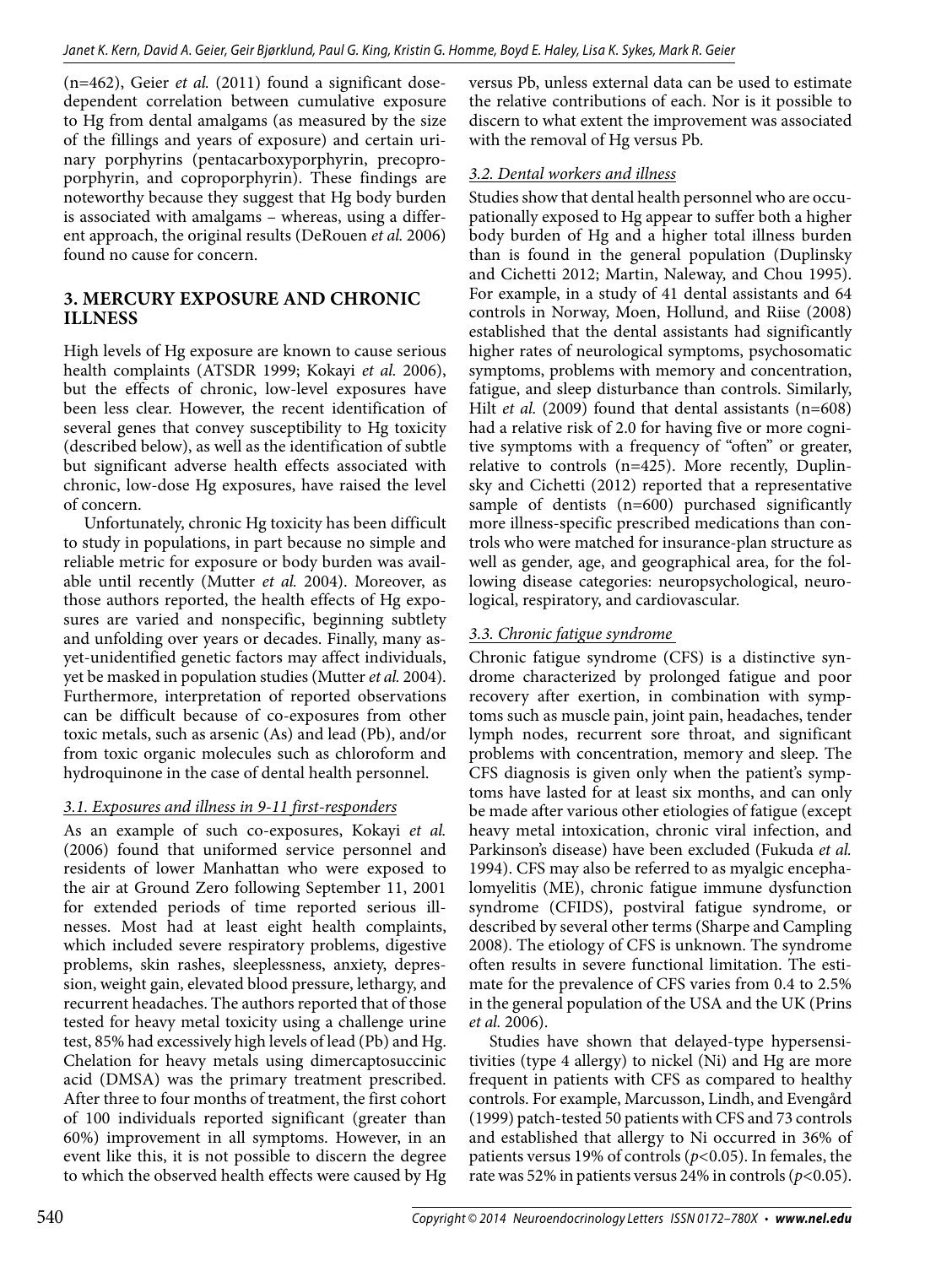(n=462), Geier *et al.* (2011) found a significant dose-dependent correlation between cumulative exposure to Hg from dental amalgams (as measured by the size of the fillings and years of exposure) and certain urinary porphyrins (pentacarboxyporphyrin, precoproporphyrin, and coproporphyrin). These findings are noteworthy because they suggest that Hg body burden is associated with amalgams – whereas, using a different approach, the original results (DeRouen *et al.* 2006) found no cause for concern.

## 3. MERCURY EXPOSURE AND CHRONIC ILLNESS

High levels of Hg exposure are known to cause serious health complaints (ATSDR 1999; Kokayi *et al.* 2006), but the effects of chronic, low-level exposures have been less clear. However, the recent identification of several genes that convey susceptibility to Hg toxicity (described below), as well as the identification of subtle but significant adverse health effects associated with chronic, low-dose Hg exposures, have raised the level of concern.

Unfortunately, chronic Hg toxicity has been difficult to study in populations, in part because no simple and reliable metric for exposure or body burden was available until recently (Mutter *et al.* 2004). Moreover, as those authors reported, the health effects of Hg exposures are varied and nonspecific, beginning subtlety and unfolding over years or decades. Finally, many as-yet-unidentified genetic factors may affect individuals, yet be masked in population studies (Mutter *et al.* 2004). Furthermore, interpretation of reported observations can be difficult because of co-exposures from other toxic metals, such as arsenic (As) and lead (Pb), and/or from toxic organic molecules such as chloroform and hydroquinone in the case of dental health personnel.

### 3.1. Exposures and illness in 9-11 first-responders

As an example of such co-exposures, Kokayi *et al.* (2006) found that uniformed service personnel and residents of lower Manhattan who were exposed to the air at Ground Zero following September 11, 2001 for extended periods of time reported serious illnesses. Most had at least eight health complaints, which included severe respiratory problems, digestive problems, skin rashes, sleeplessness, anxiety, depression, weight gain, elevated blood pressure, lethargy, and recurrent headaches. The authors reported that of those tested for heavy metal toxicity using a challenge urine test, 85% had excessively high levels of lead (Pb) and Hg. Chelation for heavy metals using dimercaptosuccinic acid (DMSA) was the primary treatment prescribed. After three to four months of treatment, the first cohort of 100 individuals reported significant (greater than 60%) improvement in all symptoms. However, in an event like this, it is not possible to discern the degree to which the observed health effects were caused by Hg versus Pb, unless external data can be used to estimate the relative contributions of each. Nor is it possible to discern to what extent the improvement was associated with the removal of Hg versus Pb.

### 3.2. Dental workers and illness

Studies show that dental health personnel who are occupationally exposed to Hg appear to suffer both a higher body burden of Hg and a higher total illness burden than is found in the general population (Duplinsky and Cichetti 2012; Martin, Naleway, and Chou 1995). For example, in a study of 41 dental assistants and 64 controls in Norway, Moen, Hollund, and Riise (2008) established that the dental assistants had significantly higher rates of neurological symptoms, psychosomatic symptoms, problems with memory and concentration, fatigue, and sleep disturbance than controls. Similarly, Hilt *et al.* (2009) found that dental assistants (n=608) had a relative risk of 2.0 for having five or more cognitive symptoms with a frequency of "often" or greater, relative to controls (n=425). More recently, Duplinsky and Cichetti (2012) reported that a representative sample of dentists (n=600) purchased significantly more illness-specific prescribed medications than controls who were matched for insurance-plan structure as well as gender, age, and geographical area, for the following disease categories: neuropsychological, neurological, respiratory, and cardiovascular.

### 3.3. Chronic fatigue syndrome

Chronic fatigue syndrome (CFS) is a distinctive syndrome characterized by prolonged fatigue and poor recovery after exertion, in combination with symptoms such as muscle pain, joint pain, headaches, tender lymph nodes, recurrent sore throat, and significant problems with concentration, memory and sleep. The CFS diagnosis is given only when the patient's symptoms have lasted for at least six months, and can only be made after various other etiologies of fatigue (except heavy metal intoxication, chronic viral infection, and Parkinson's disease) have been excluded (Fukuda *et al.* 1994). CFS may also be referred to as myalgic encephalomyelitis (ME), chronic fatigue immune dysfunction syndrome (CFIDS), postviral fatigue syndrome, or described by several other terms (Sharpe and Campling 2008). The etiology of CFS is unknown. The syndrome often results in severe functional limitation. The estimate for the prevalence of CFS varies from 0.4 to 2.5% in the general population of the USA and the UK (Prins *et al.* 2006).

Studies have shown that delayed-type hypersensitivities (type 4 allergy) to nickel (Ni) and Hg are more frequent in patients with CFS as compared to healthy controls. For example, Marcusson, Lindh, and Evengård (1999) patch-tested 50 patients with CFS and 73 controls and established that allergy to Ni occurred in 36% of patients versus 19% of controls ($p<0.05$). In females, the rate was 52% in patients versus 24% in controls ($p<0.05$).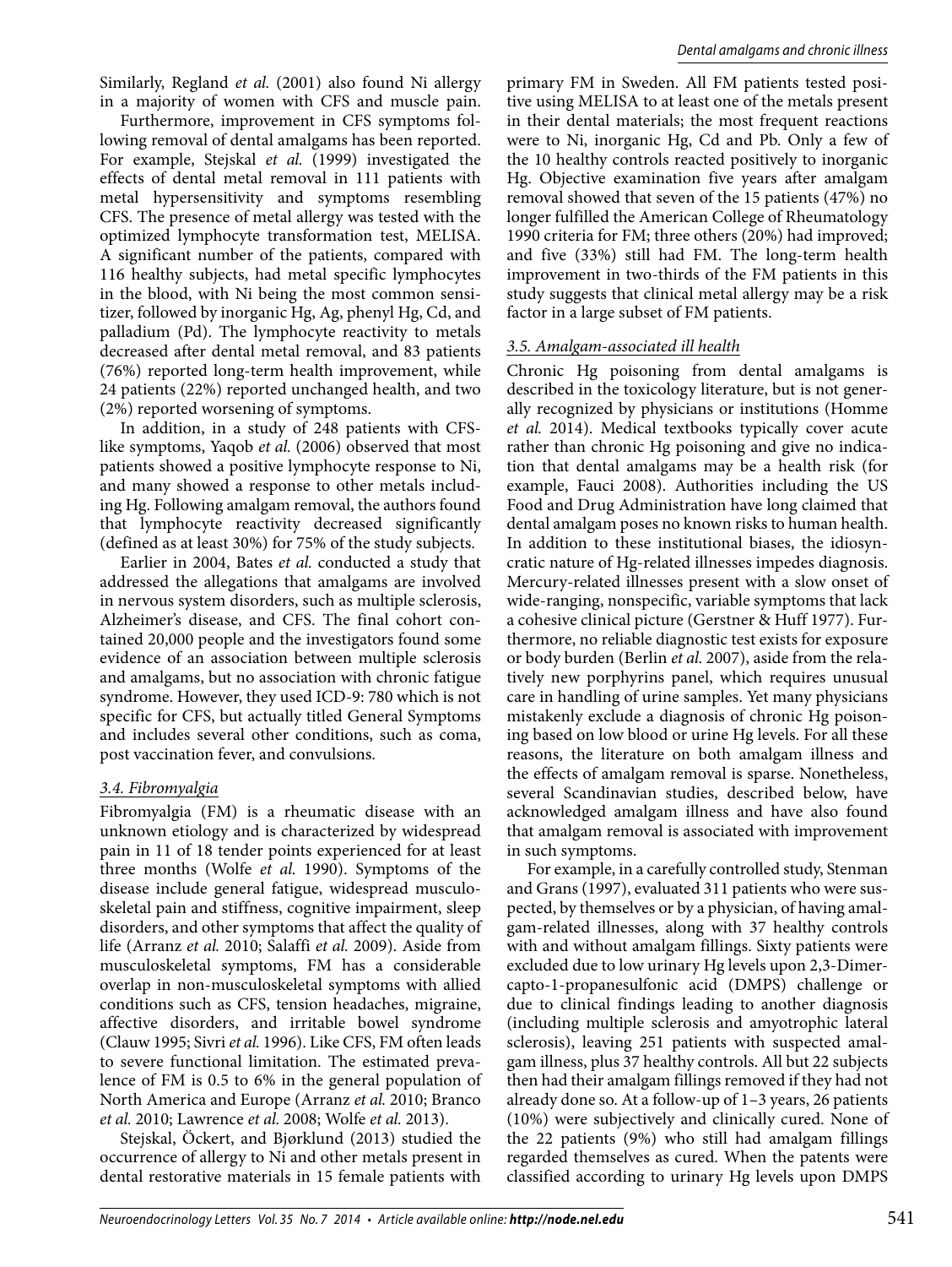Similarly, Regland *et al.* (2001) also found Ni allergy in a majority of women with CFS and muscle pain.

Furthermore, improvement in CFS symptoms following removal of dental amalgams has been reported. For example, Stejskal *et al.* (1999) investigated the effects of dental metal removal in 111 patients with metal hypersensitivity and symptoms resembling CFS. The presence of metal allergy was tested with the optimized lymphocyte transformation test, MELISA. A significant number of the patients, compared with 116 healthy subjects, had metal specific lymphocytes in the blood, with Ni being the most common sensitizer, followed by inorganic Hg, Ag, phenyl Hg, Cd, and palladium (Pd). The lymphocyte reactivity to metals decreased after dental metal removal, and 83 patients (76%) reported long-term health improvement, while 24 patients (22%) reported unchanged health, and two (2%) reported worsening of symptoms.

In addition, in a study of 248 patients with CFS-like symptoms, Yaqob *et al.* (2006) observed that most patients showed a positive lymphocyte response to Ni, and many showed a response to other metals including Hg. Following amalgam removal, the authors found that lymphocyte reactivity decreased significantly (defined as at least 30%) for 75% of the study subjects.

Earlier in 2004, Bates *et al.* conducted a study that addressed the allegations that amalgams are involved in nervous system disorders, such as multiple sclerosis, Alzheimer's disease, and CFS. The final cohort contained 20,000 people and the investigators found some evidence of an association between multiple sclerosis and amalgams, but no association with chronic fatigue syndrome. However, they used ICD-9: 780 which is not specific for CFS, but actually titled General Symptoms and includes several other conditions, such as coma, post vaccination fever, and convulsions.

### *3.4. Fibromyalgia*

Fibromyalgia (FM) is a rheumatic disease with an unknown etiology and is characterized by widespread pain in 11 of 18 tender points experienced for at least three months (Wolfe *et al.* 1990). Symptoms of the disease include general fatigue, widespread musculoskeletal pain and stiffness, cognitive impairment, sleep disorders, and other symptoms that affect the quality of life (Arranz *et al.* 2010; Salaffi *et al.* 2009). Aside from musculoskeletal symptoms, FM has a considerable overlap in non-musculoskeletal symptoms with allied conditions such as CFS, tension headaches, migraine, affective disorders, and irritable bowel syndrome (Clauw 1995; Sivri *et al.* 1996). Like CFS, FM often leads to severe functional limitation. The estimated prevalence of FM is 0.5 to 6% in the general population of North America and Europe (Arranz *et al.* 2010; Branco *et al.* 2010; Lawrence *et al.* 2008; Wolfe *et al.* 2013).

Stejskal, Öckert, and Bjørklund (2013) studied the occurrence of allergy to Ni and other metals present in dental restorative materials in 15 female patients with primary FM in Sweden. All FM patients tested positive using MELISA to at least one of the metals present in their dental materials; the most frequent reactions were to Ni, inorganic Hg, Cd and Pb. Only a few of the 10 healthy controls reacted positively to inorganic Hg. Objective examination five years after amalgam removal showed that seven of the 15 patients (47%) no longer fulfilled the American College of Rheumatology 1990 criteria for FM; three others (20%) had improved; and five (33%) still had FM. The long-term health improvement in two-thirds of the FM patients in this study suggests that clinical metal allergy may be a risk factor in a large subset of FM patients.

### *3.5. Amalgam-associated ill health*

Chronic Hg poisoning from dental amalgams is described in the toxicology literature, but is not generally recognized by physicians or institutions (Homme *et al.* 2014). Medical textbooks typically cover acute rather than chronic Hg poisoning and give no indication that dental amalgams may be a health risk (for example, Fauci 2008). Authorities including the US Food and Drug Administration have long claimed that dental amalgam poses no known risks to human health. In addition to these institutional biases, the idiosyncratic nature of Hg-related illnesses impedes diagnosis. Mercury-related illnesses present with a slow onset of wide-ranging, nonspecific, variable symptoms that lack a cohesive clinical picture (Gerstner & Huff 1977). Furthermore, no reliable diagnostic test exists for exposure or body burden (Berlin *et al.* 2007), aside from the relatively new porphyrins panel, which requires unusual care in handling of urine samples. Yet many physicians mistakenly exclude a diagnosis of chronic Hg poisoning based on low blood or urine Hg levels. For all these reasons, the literature on both amalgam illness and the effects of amalgam removal is sparse. Nonetheless, several Scandinavian studies, described below, have acknowledged amalgam illness and have also found that amalgam removal is associated with improvement in such symptoms.

For example, in a carefully controlled study, Stenman and Grans (1997), evaluated 311 patients who were suspected, by themselves or by a physician, of having amalgam-related illnesses, along with 37 healthy controls with and without amalgam fillings. Sixty patients were excluded due to low urinary Hg levels upon 2,3-Dimercapto-1-propanesulfonic acid (DMPS) challenge or due to clinical findings leading to another diagnosis (including multiple sclerosis and amyotrophic lateral sclerosis), leaving 251 patients with suspected amalgam illness, plus 37 healthy controls. All but 22 subjects then had their amalgam fillings removed if they had not already done so. At a follow-up of 1–3 years, 26 patients (10%) were subjectively and clinically cured. None of the 22 patients (9%) who still had amalgam fillings regarded themselves as cured. When the patents were classified according to urinary Hg levels upon DMPS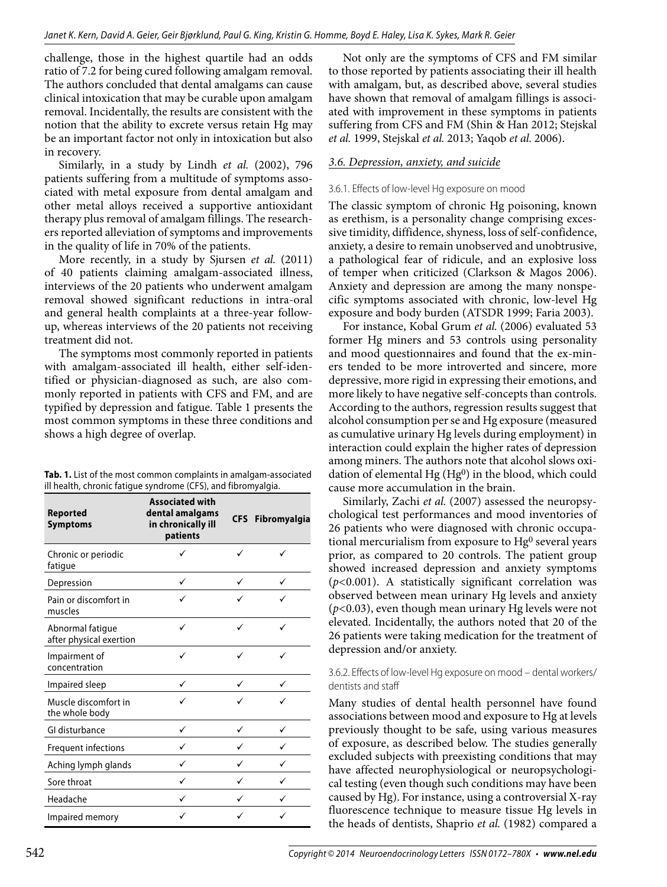challenge, those in the highest quartile had an odds ratio of 7.2 for being cured following amalgam removal. The authors concluded that dental amalgams can cause clinical intoxication that may be curable upon amalgam removal. Incidentally, the results are consistent with the notion that the ability to excrete versus retain Hg may be an important factor not only in intoxication but also in recovery.

Similarly, in a study by Lindh *et al.* (2002), 796 patients suffering from a multitude of symptoms associated with metal exposure from dental amalgam and other metal alloys received a supportive antioxidant therapy plus removal of amalgam fillings. The researchers reported alleviation of symptoms and improvements in the quality of life in 70% of the patients.

More recently, in a study by Sjursen *et al.* (2011) of 40 patients claiming amalgam-associated illness, interviews of the 20 patients who underwent amalgam removal showed significant reductions in intra-oral and general health complaints at a three-year follow-up, whereas interviews of the 20 patients not receiving treatment did not.

The symptoms most commonly reported in patients with amalgam-associated ill health, either self-identified or physician-diagnosed as such, are also commonly reported in patients with CFS and FM, and are typified by depression and fatigue. Table 1 presents the most common symptoms in these three conditions and shows a high degree of overlap.

**Tab. 1.** List of the most common complaints in amalgam-associated ill health, chronic fatigue syndrome (CFS), and fibromyalgia.

| Reported Symptoms | Associated with dental amalgams in chronically ill patients | CFS | Fibromyalgia |
|---|---|---|---|
| Chronic or periodic fatigue | ✓ | ✓ | ✓ |
| Depression | ✓ | ✓ | ✓ |
| Pain or discomfort in muscles | ✓ | ✓ | ✓ |
| Abnormal fatigue after physical exertion | ✓ | ✓ | ✓ |
| Impairment of concentration | ✓ | ✓ | ✓ |
| Impaired sleep | ✓ | ✓ | ✓ |
| Muscle discomfort in the whole body | ✓ | ✓ | ✓ |
| GI disturbance | ✓ | ✓ | ✓ |
| Frequent infections | ✓ | ✓ | ✓ |
| Aching lymph glands | ✓ | ✓ | ✓ |
| Sore throat | ✓ | ✓ | ✓ |
| Headache | ✓ | ✓ | ✓ |
| Impaired memory | ✓ | ✓ | ✓ |

Not only are the symptoms of CFS and FM similar to those reported by patients associating their ill health with amalgam, but, as described above, several studies have shown that removal of amalgam fillings is associated with improvement in these symptoms in patients suffering from CFS and FM (Shin & Han 2012; Stejskal *et al.* 1999, Stejskal *et al.* 2013; Yaqob *et al.* 2006).

### 3.6. Depression, anxiety, and suicide

#### 3.6.1. Effects of low-level Hg exposure on mood

The classic symptom of chronic Hg poisoning, known as erethism, is a personality change comprising excessive timidity, diffidence, shyness, loss of self-confidence, anxiety, a desire to remain unobserved and unobtrusive, a pathological fear of ridicule, and an explosive loss of temper when criticized (Clarkson & Magos 2006). Anxiety and depression are among the many nonspecific symptoms associated with chronic, low-level Hg exposure and body burden (ATSDR 1999; Faria 2003).

For instance, Kobal Grum *et al.* (2006) evaluated 53 former Hg miners and 53 controls using personality and mood questionnaires and found that the ex-miners tended to be more introverted and sincere, more depressive, more rigid in expressing their emotions, and more likely to have negative self-concepts than controls. According to the authors, regression results suggest that alcohol consumption per se and Hg exposure (measured as cumulative urinary Hg levels during employment) in interaction could explain the higher rates of depression among miners. The authors note that alcohol slows oxidation of elemental Hg ($Hg^0$) in the blood, which could cause more accumulation in the brain.

Similarly, Zachi *et al.* (2007) assessed the neuropsychological test performances and mood inventories of 26 patients who were diagnosed with chronic occupational mercurialism from exposure to $Hg^0$ several years prior, as compared to 20 controls. The patient group showed increased depression and anxiety symptoms ($p<0.001$). A statistically significant correlation was observed between mean urinary Hg levels and anxiety ($p<0.03$), even though mean urinary Hg levels were not elevated. Incidentally, the authors noted that 20 of the 26 patients were taking medication for the treatment of depression and/or anxiety.

#### 3.6.2. Effects of low-level Hg exposure on mood – dental workers/dentists and staff

Many studies of dental health personnel have found associations between mood and exposure to Hg at levels previously thought to be safe, using various measures of exposure, as described below. The studies generally excluded subjects with preexisting conditions that may have affected neurophysiological or neuropsychological testing (even though such conditions may have been caused by Hg). For instance, using a controversial X-ray fluorescence technique to measure tissue Hg levels in the heads of dentists, Shaprio *et al.* (1982) compared a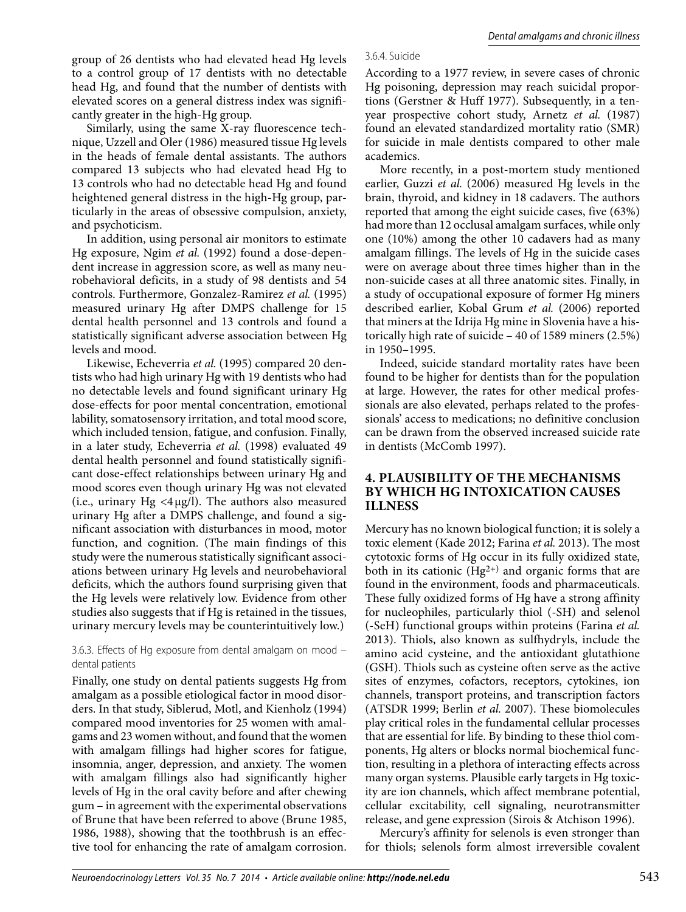group of 26 dentists who had elevated head Hg levels to a control group of 17 dentists with no detectable head Hg, and found that the number of dentists with elevated scores on a general distress index was significantly greater in the high-Hg group.

Similarly, using the same X-ray fluorescence technique, Uzzell and Oler (1986) measured tissue Hg levels in the heads of female dental assistants. The authors compared 13 subjects who had elevated head Hg to 13 controls who had no detectable head Hg and found heightened general distress in the high-Hg group, particularly in the areas of obsessive compulsion, anxiety, and psychoticism.

In addition, using personal air monitors to estimate Hg exposure, Ngim *et al.* (1992) found a dose-dependent increase in aggression score, as well as many neurobehavioral deficits, in a study of 98 dentists and 54 controls. Furthermore, Gonzalez-Ramirez *et al.* (1995) measured urinary Hg after DMPS challenge for 15 dental health personnel and 13 controls and found a statistically significant adverse association between Hg levels and mood.

Likewise, Echeverria *et al.* (1995) compared 20 dentists who had high urinary Hg with 19 dentists who had no detectable levels and found significant urinary Hg dose-effects for poor mental concentration, emotional lability, somatosensory irritation, and total mood score, which included tension, fatigue, and confusion. Finally, in a later study, Echeverria *et al.* (1998) evaluated 49 dental health personnel and found statistically significant dose-effect relationships between urinary Hg and mood scores even though urinary Hg was not elevated (i.e., urinary Hg <4 μg/l). The authors also measured urinary Hg after a DMPS challenge, and found a significant association with disturbances in mood, motor function, and cognition. (The main findings of this study were the numerous statistically significant associations between urinary Hg levels and neurobehavioral deficits, which the authors found surprising given that the Hg levels were relatively low. Evidence from other studies also suggests that if Hg is retained in the tissues, urinary mercury levels may be counterintuitively low.)

#### 3.6.3. Effects of Hg exposure from dental amalgam on mood – dental patients

Finally, one study on dental patients suggests Hg from amalgam as a possible etiological factor in mood disorders. In that study, Siblerud, Motl, and Kienholz (1994) compared mood inventories for 25 women with amalgams and 23 women without, and found that the women with amalgam fillings had higher scores for fatigue, insomnia, anger, depression, and anxiety. The women with amalgam fillings also had significantly higher levels of Hg in the oral cavity before and after chewing gum – in agreement with the experimental observations of Brune that have been referred to above (Brune 1985, 1986, 1988), showing that the toothbrush is an effective tool for enhancing the rate of amalgam corrosion.

#### 3.6.4. Suicide

According to a 1977 review, in severe cases of chronic Hg poisoning, depression may reach suicidal proportions (Gerstner & Huff 1977). Subsequently, in a ten-year prospective cohort study, Arnetz *et al.* (1987) found an elevated standardized mortality ratio (SMR) for suicide in male dentists compared to other male academics.

More recently, in a post-mortem study mentioned earlier, Guzzi *et al.* (2006) measured Hg levels in the brain, thyroid, and kidney in 18 cadavers. The authors reported that among the eight suicide cases, five (63%) had more than 12 occlusal amalgam surfaces, while only one (10%) among the other 10 cadavers had as many amalgam fillings. The levels of Hg in the suicide cases were on average about three times higher than in the non-suicide cases at all three anatomic sites. Finally, in a study of occupational exposure of former Hg miners described earlier, Kobal Grum *et al.* (2006) reported that miners at the Idrija Hg mine in Slovenia have a historically high rate of suicide – 40 of 1589 miners (2.5%) in 1950–1995.

Indeed, suicide standard mortality rates have been found to be higher for dentists than for the population at large. However, the rates for other medical professionals are also elevated, perhaps related to the professionals' access to medications; no definitive conclusion can be drawn from the observed increased suicide rate in dentists (McComb 1997).

## 4. PLAUSIBILITY OF THE MECHANISMS BY WHICH HG INTOXICATION CAUSES ILLNESS

Mercury has no known biological function; it is solely a toxic element (Kade 2012; Farina *et al.* 2013). The most cytotoxic forms of Hg occur in its fully oxidized state, both in its cationic ($Hg^{2+}$) and organic forms that are found in the environment, foods and pharmaceuticals. These fully oxidized forms of Hg have a strong affinity for nucleophiles, particularly thiol (-SH) and selenol (-SeH) functional groups within proteins (Farina *et al.* 2013). Thiols, also known as sulfhydryls, include the amino acid cysteine, and the antioxidant glutathione (GSH). Thiols such as cysteine often serve as the active sites of enzymes, cofactors, receptors, cytokines, ion channels, transport proteins, and transcription factors (ATSDR 1999; Berlin *et al.* 2007). These biomolecules play critical roles in the fundamental cellular processes that are essential for life. By binding to these thiol components, Hg alters or blocks normal biochemical function, resulting in a plethora of interacting effects across many organ systems. Plausible early targets in Hg toxicity are ion channels, which affect membrane potential, cellular excitability, cell signaling, neurotransmitter release, and gene expression (Sirois & Atchison 1996).

Mercury's affinity for selenols is even stronger than for thiols; selenols form almost irreversible covalent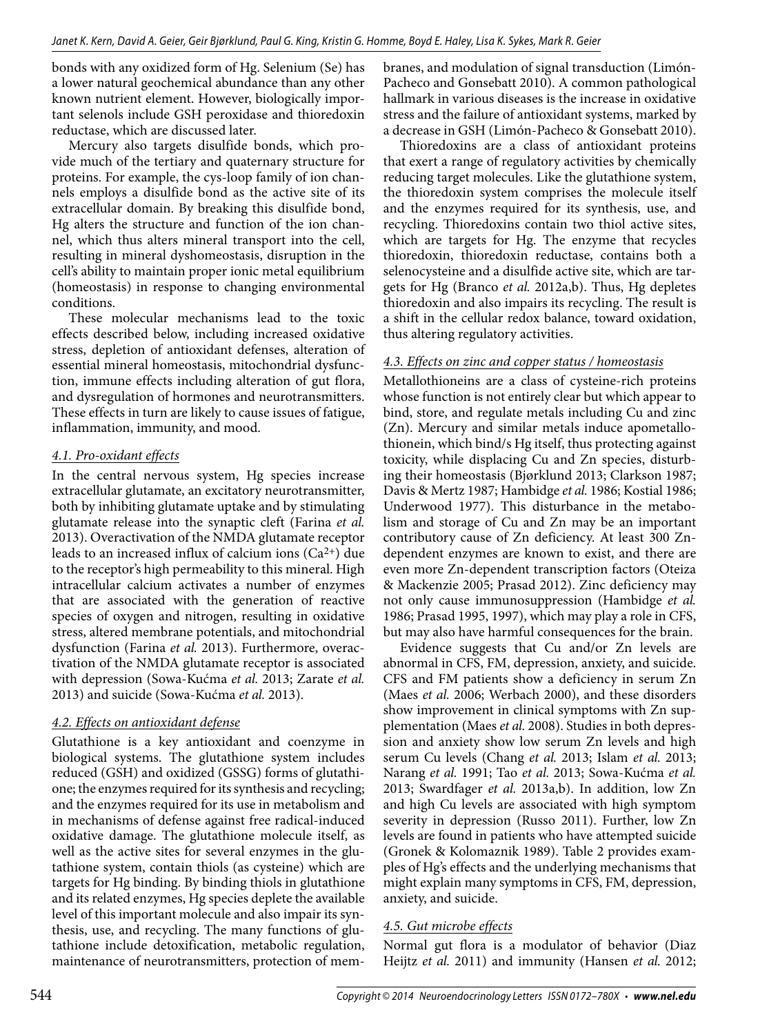bonds with any oxidized form of Hg. Selenium (Se) has a lower natural geochemical abundance than any other known nutrient element. However, biologically important selenols include GSH peroxidase and thioredoxin reductase, which are discussed later.

Mercury also targets disulfide bonds, which provide much of the tertiary and quaternary structure for proteins. For example, the cys-loop family of ion channels employs a disulfide bond as the active site of its extracellular domain. By breaking this disulfide bond, Hg alters the structure and function of the ion channel, which thus alters mineral transport into the cell, resulting in mineral dyshomeostasis, disruption in the cell's ability to maintain proper ionic metal equilibrium (homeostasis) in response to changing environmental conditions.

These molecular mechanisms lead to the toxic effects described below, including increased oxidative stress, depletion of antioxidant defenses, alteration of essential mineral homeostasis, mitochondrial dysfunction, immune effects including alteration of gut flora, and dysregulation of hormones and neurotransmitters. These effects in turn are likely to cause issues of fatigue, inflammation, immunity, and mood.

### *4.1. Pro-oxidant effects*

In the central nervous system, Hg species increase extracellular glutamate, an excitatory neurotransmitter, both by inhibiting glutamate uptake and by stimulating glutamate release into the synaptic cleft (Farina *et al.* 2013). Overactivation of the NMDA glutamate receptor leads to an increased influx of calcium ions ($Ca^{2+}$) due to the receptor's high permeability to this mineral. High intracellular calcium activates a number of enzymes that are associated with the generation of reactive species of oxygen and nitrogen, resulting in oxidative stress, altered membrane potentials, and mitochondrial dysfunction (Farina *et al.* 2013). Furthermore, overactivation of the NMDA glutamate receptor is associated with depression (Sowa-Kućma *et al.* 2013; Zarate *et al.* 2013) and suicide (Sowa-Kućma *et al.* 2013).

### *4.2. Effects on antioxidant defense*

Glutathione is a key antioxidant and coenzyme in biological systems. The glutathione system includes reduced (GSH) and oxidized (GSSG) forms of glutathione; the enzymes required for its synthesis and recycling; and the enzymes required for its use in metabolism and in mechanisms of defense against free radical-induced oxidative damage. The glutathione molecule itself, as well as the active sites for several enzymes in the glutathione system, contain thiols (as cysteine) which are targets for Hg binding. By binding thiols in glutathione and its related enzymes, Hg species deplete the available level of this important molecule and also impair its synthesis, use, and recycling. The many functions of glutathione include detoxification, metabolic regulation, maintenance of neurotransmitters, protection of membranes, and modulation of signal transduction (Limón-Pacheco and Gonsebatt 2010). A common pathological hallmark in various diseases is the increase in oxidative stress and the failure of antioxidant systems, marked by a decrease in GSH (Limón-Pacheco & Gonsebatt 2010).

Thioredoxins are a class of antioxidant proteins that exert a range of regulatory activities by chemically reducing target molecules. Like the glutathione system, the thioredoxin system comprises the molecule itself and the enzymes required for its synthesis, use, and recycling. Thioredoxins contain two thiol active sites, which are targets for Hg. The enzyme that recycles thioredoxin, thioredoxin reductase, contains both a selenocysteine and a disulfide active site, which are targets for Hg (Branco *et al.* 2012a,b). Thus, Hg depletes thioredoxin and also impairs its recycling. The result is a shift in the cellular redox balance, toward oxidation, thus altering regulatory activities.

### *4.3. Effects on zinc and copper status / homeostasis*

Metallothioneins are a class of cysteine-rich proteins whose function is not entirely clear but which appear to bind, store, and regulate metals including Cu and zinc (Zn). Mercury and similar metals induce apometallothionein, which bind/s Hg itself, thus protecting against toxicity, while displacing Cu and Zn species, disturbing their homeostasis (Bjørklund 2013; Clarkson 1987; Davis & Mertz 1987; Hambidge *et al.* 1986; Kostial 1986; Underwood 1977). This disturbance in the metabolism and storage of Cu and Zn may be an important contributory cause of Zn deficiency. At least 300 Zn-dependent enzymes are known to exist, and there are even more Zn-dependent transcription factors (Oteiza & Mackenzie 2005; Prasad 2012). Zinc deficiency may not only cause immunosuppression (Hambidge *et al.* 1986; Prasad 1995, 1997), which may play a role in CFS, but may also have harmful consequences for the brain.

Evidence suggests that Cu and/or Zn levels are abnormal in CFS, FM, depression, anxiety, and suicide. CFS and FM patients show a deficiency in serum Zn (Maes *et al.* 2006; Werbach 2000), and these disorders show improvement in clinical symptoms with Zn supplementation (Maes *et al.* 2008). Studies in both depression and anxiety show low serum Zn levels and high serum Cu levels (Chang *et al.* 2013; Islam *et al.* 2013; Narang *et al.* 1991; Tao *et al.* 2013; Sowa-Kućma *et al.* 2013; Swardfager *et al.* 2013a,b). In addition, low Zn and high Cu levels are associated with high symptom severity in depression (Russo 2011). Further, low Zn levels are found in patients who have attempted suicide (Gronek & Kolomaznik 1989). Table 2 provides examples of Hg's effects and the underlying mechanisms that might explain many symptoms in CFS, FM, depression, anxiety, and suicide.

### *4.5. Gut microbe effects*

Normal gut flora is a modulator of behavior (Diaz Heijtz *et al.* 2011) and immunity (Hansen *et al.* 2012;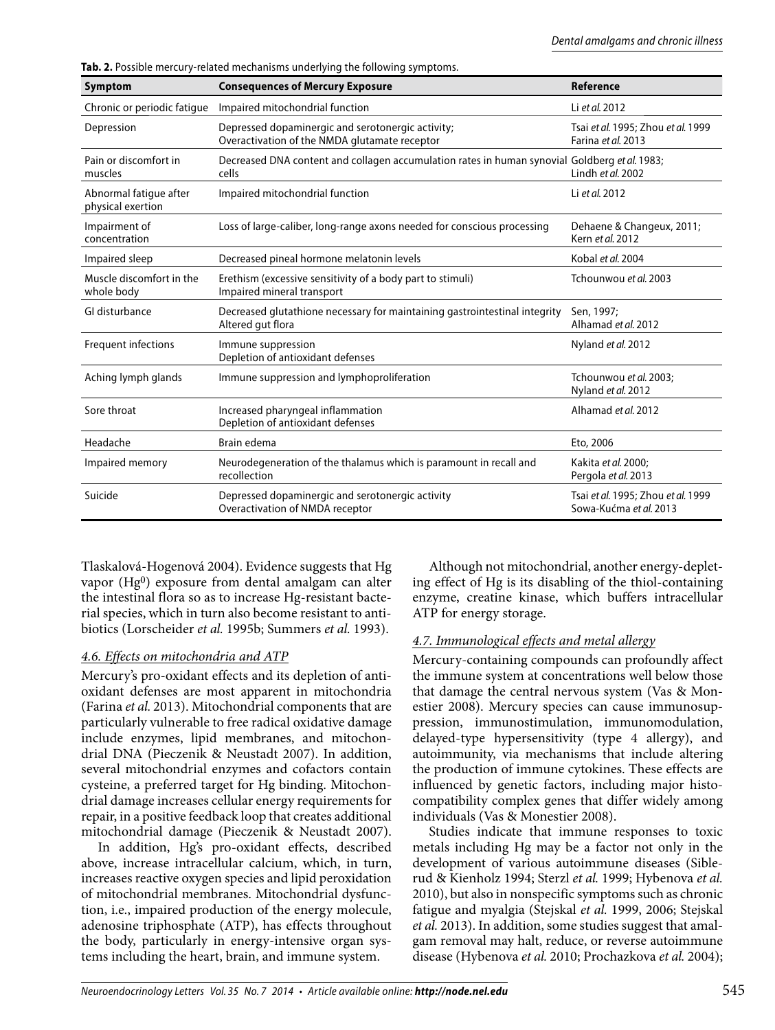**Tab. 2.** Possible mercury-related mechanisms underlying the following symptoms.

| Symptom | Consequences of Mercury Exposure | Reference |
|---|---|---|
| Chronic or periodic fatigue | Impaired mitochondrial function | Li *et al.* 2012 |
| Depression | Depressed dopaminergic and serotonergic activity; Overactivation of the NMDA glutamate receptor | Tsai *et al.* 1995; Zhou *et al.* 1999 Farina *et al.* 2013 |
| Pain or discomfort in muscles | Decreased DNA content and collagen accumulation rates in human synovial cells | Goldberg *et al.* 1983; Lindh *et al.* 2002 |
| Abnormal fatigue after physical exertion | Impaired mitochondrial function | Li *et al.* 2012 |
| Impairment of concentration | Loss of large-caliber, long-range axons needed for conscious processing | Dehaene & Changeux, 2011; Kern *et al.* 2012 |
| Impaired sleep | Decreased pineal hormone melatonin levels | Kobal *et al.* 2004 |
| Muscle discomfort in the whole body | Erethism (excessive sensitivity of a body part to stimuli) Impaired mineral transport | Tchounwou *et al.* 2003 |
| GI disturbance | Decreased glutathione necessary for maintaining gastrointestinal integrity Altered gut flora | Sen, 1997; Alhamad *et al.* 2012 |
| Frequent infections | Immune suppression Depletion of antioxidant defenses | Nyland *et al.* 2012 |
| Aching lymph glands | Immune suppression and lymphoproliferation | Tchounwou *et al.* 2003; Nyland *et al.* 2012 |
| Sore throat | Increased pharyngeal inflammation Depletion of antioxidant defenses | Alhamad *et al.* 2012 |
| Headache | Brain edema | Eto, 2006 |
| Impaired memory | Neurodegeneration of the thalamus which is paramount in recall and recollection | Kakita *et al.* 2000; Pergola *et al.* 2013 |
| Suicide | Depressed dopaminergic and serotonergic activity Overactivation of NMDA receptor | Tsai *et al.* 1995; Zhou *et al.* 1999 Sowa-Kućma *et al.* 2013 |

Tlaskalová-Hogenová 2004). Evidence suggests that Hg vapor ($Hg^0$) exposure from dental amalgam can alter the intestinal flora so as to increase Hg-resistant bacterial species, which in turn also become resistant to antibiotics (Lorscheider *et al.* 1995b; Summers *et al.* 1993).

### *4.6. Effects on mitochondria and ATP*

Mercury's pro-oxidant effects and its depletion of antioxidant defenses are most apparent in mitochondria (Farina *et al.* 2013). Mitochondrial components that are particularly vulnerable to free radical oxidative damage include enzymes, lipid membranes, and mitochondrial DNA (Pieczenik & Neustadt 2007). In addition, several mitochondrial enzymes and cofactors contain cysteine, a preferred target for Hg binding. Mitochondrial damage increases cellular energy requirements for repair, in a positive feedback loop that creates additional mitochondrial damage (Pieczenik & Neustadt 2007).

In addition, Hg's pro-oxidant effects, described above, increase intracellular calcium, which, in turn, increases reactive oxygen species and lipid peroxidation of mitochondrial membranes. Mitochondrial dysfunction, i.e., impaired production of the energy molecule, adenosine triphosphate (ATP), has effects throughout the body, particularly in energy-intensive organ systems including the heart, brain, and immune system.

Although not mitochondrial, another energy-depleting effect of Hg is its disabling of the thiol-containing enzyme, creatine kinase, which buffers intracellular ATP for energy storage.

### *4.7. Immunological effects and metal allergy*

Mercury-containing compounds can profoundly affect the immune system at concentrations well below those that damage the central nervous system (Vas & Monestier 2008). Mercury species can cause immunosuppression, immunostimulation, immunomodulation, delayed-type hypersensitivity (type 4 allergy), and autoimmunity, via mechanisms that include altering the production of immune cytokines. These effects are influenced by genetic factors, including major histocompatibility complex genes that differ widely among individuals (Vas & Monestier 2008).

Studies indicate that immune responses to toxic metals including Hg may be a factor not only in the development of various autoimmune diseases (Siblerud & Kienholz 1994; Sterzl *et al.* 1999; Hybenova *et al.* 2010), but also in nonspecific symptoms such as chronic fatigue and myalgia (Stejskal *et al.* 1999, 2006; Stejskal *et al.* 2013). In addition, some studies suggest that amalgam removal may halt, reduce, or reverse autoimmune disease (Hybenova *et al.* 2010; Prochazkova *et al.* 2004);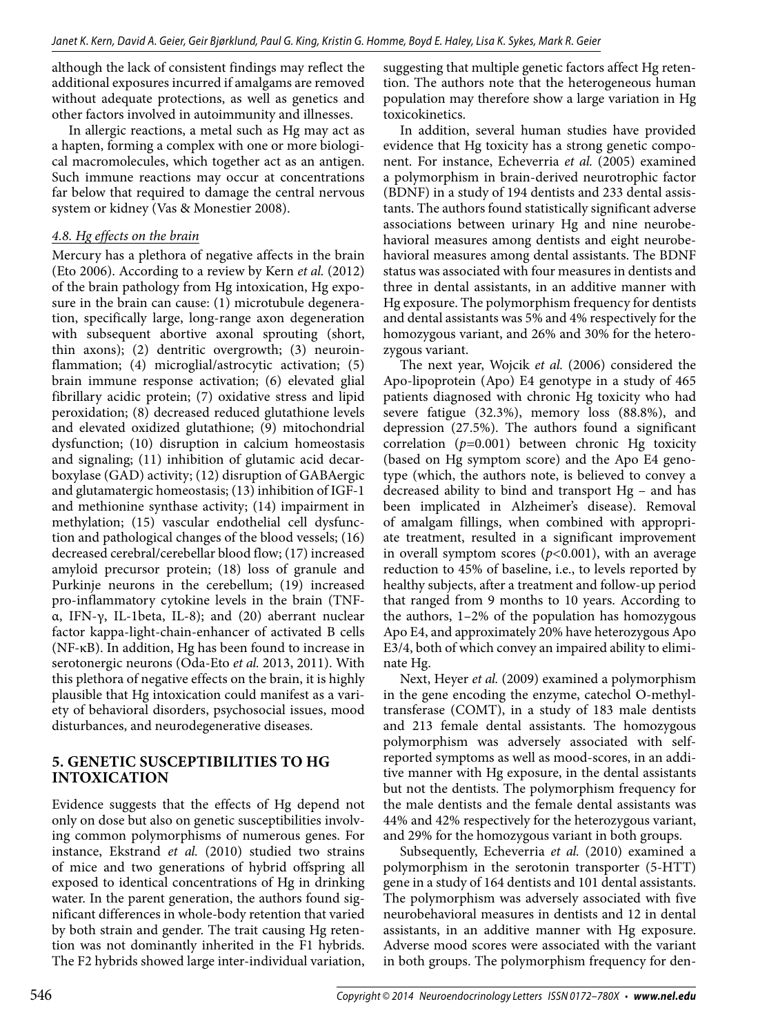although the lack of consistent findings may reflect the additional exposures incurred if amalgams are removed without adequate protections, as well as genetics and other factors involved in autoimmunity and illnesses.

In allergic reactions, a metal such as Hg may act as a hapten, forming a complex with one or more biological macromolecules, which together act as an antigen. Such immune reactions may occur at concentrations far below that required to damage the central nervous system or kidney (Vas & Monestier 2008).

### *4.8. Hg effects on the brain*

Mercury has a plethora of negative affects in the brain (Eto 2006). According to a review by Kern *et al.* (2012) of the brain pathology from Hg intoxication, Hg exposure in the brain can cause: (1) microtubule degeneration, specifically large, long-range axon degeneration with subsequent abortive axonal sprouting (short, thin axons); (2) dentritic overgrowth; (3) neuroinflammation; (4) microglial/astrocytic activation; (5) brain immune response activation; (6) elevated glial fibrillary acidic protein; (7) oxidative stress and lipid peroxidation; (8) decreased reduced glutathione levels and elevated oxidized glutathione; (9) mitochondrial dysfunction; (10) disruption in calcium homeostasis and signaling; (11) inhibition of glutamic acid decarboxylase (GAD) activity; (12) disruption of GABAergic and glutamatergic homeostasis; (13) inhibition of IGF-1 and methionine synthase activity; (14) impairment in methylation; (15) vascular endothelial cell dysfunction and pathological changes of the blood vessels; (16) decreased cerebral/cerebellar blood flow; (17) increased amyloid precursor protein; (18) loss of granule and Purkinje neurons in the cerebellum; (19) increased pro-inflammatory cytokine levels in the brain (TNF-α, IFN-γ, IL-1beta, IL-8); and (20) aberrant nuclear factor kappa-light-chain-enhancer of activated B cells (NF-κB). In addition, Hg has been found to increase in serotonergic neurons (Oda-Eto *et al.* 2013, 2011). With this plethora of negative effects on the brain, it is highly plausible that Hg intoxication could manifest as a variety of behavioral disorders, psychosocial issues, mood disturbances, and neurodegenerative diseases.

## 5. GENETIC SUSCEPTIBILITIES TO HG INTOXICATION

Evidence suggests that the effects of Hg depend not only on dose but also on genetic susceptibilities involving common polymorphisms of numerous genes. For instance, Ekstrand *et al.* (2010) studied two strains of mice and two generations of hybrid offspring all exposed to identical concentrations of Hg in drinking water. In the parent generation, the authors found significant differences in whole-body retention that varied by both strain and gender. The trait causing Hg retention was not dominantly inherited in the F1 hybrids. The F2 hybrids showed large inter-individual variation, suggesting that multiple genetic factors affect Hg retention. The authors note that the heterogeneous human population may therefore show a large variation in Hg toxicokinetics.

In addition, several human studies have provided evidence that Hg toxicity has a strong genetic component. For instance, Echeverria *et al.* (2005) examined a polymorphism in brain-derived neurotrophic factor (BDNF) in a study of 194 dentists and 233 dental assistants. The authors found statistically significant adverse associations between urinary Hg and nine neurobehavioral measures among dentists and eight neurobehavioral measures among dental assistants. The BDNF status was associated with four measures in dentists and three in dental assistants, in an additive manner with Hg exposure. The polymorphism frequency for dentists and dental assistants was 5% and 4% respectively for the homozygous variant, and 26% and 30% for the heterozygous variant.

The next year, Wojcik *et al.* (2006) considered the Apo-lipoprotein (Apo) E4 genotype in a study of 465 patients diagnosed with chronic Hg toxicity who had severe fatigue (32.3%), memory loss (88.8%), and depression (27.5%). The authors found a significant correlation ($p$=0.001) between chronic Hg toxicity (based on Hg symptom score) and the Apo E4 genotype (which, the authors note, is believed to convey a decreased ability to bind and transport Hg – and has been implicated in Alzheimer's disease). Removal of amalgam fillings, when combined with appropriate treatment, resulted in a significant improvement in overall symptom scores ($p$<0.001), with an average reduction to 45% of baseline, i.e., to levels reported by healthy subjects, after a treatment and follow-up period that ranged from 9 months to 10 years. According to the authors, 1–2% of the population has homozygous Apo E4, and approximately 20% have heterozygous Apo E3/4, both of which convey an impaired ability to eliminate Hg.

Next, Heyer *et al.* (2009) examined a polymorphism in the gene encoding the enzyme, catechol O-methyltransferase (COMT), in a study of 183 male dentists and 213 female dental assistants. The homozygous polymorphism was adversely associated with self-reported symptoms as well as mood-scores, in an additive manner with Hg exposure, in the dental assistants but not the dentists. The polymorphism frequency for the male dentists and the female dental assistants was 44% and 42% respectively for the heterozygous variant, and 29% for the homozygous variant in both groups.

Subsequently, Echeverria *et al.* (2010) examined a polymorphism in the serotonin transporter (5-HTT) gene in a study of 164 dentists and 101 dental assistants. The polymorphism was adversely associated with five neurobehavioral measures in dentists and 12 in dental assistants, in an additive manner with Hg exposure. Adverse mood scores were associated with the variant in both groups. The polymorphism frequency for den-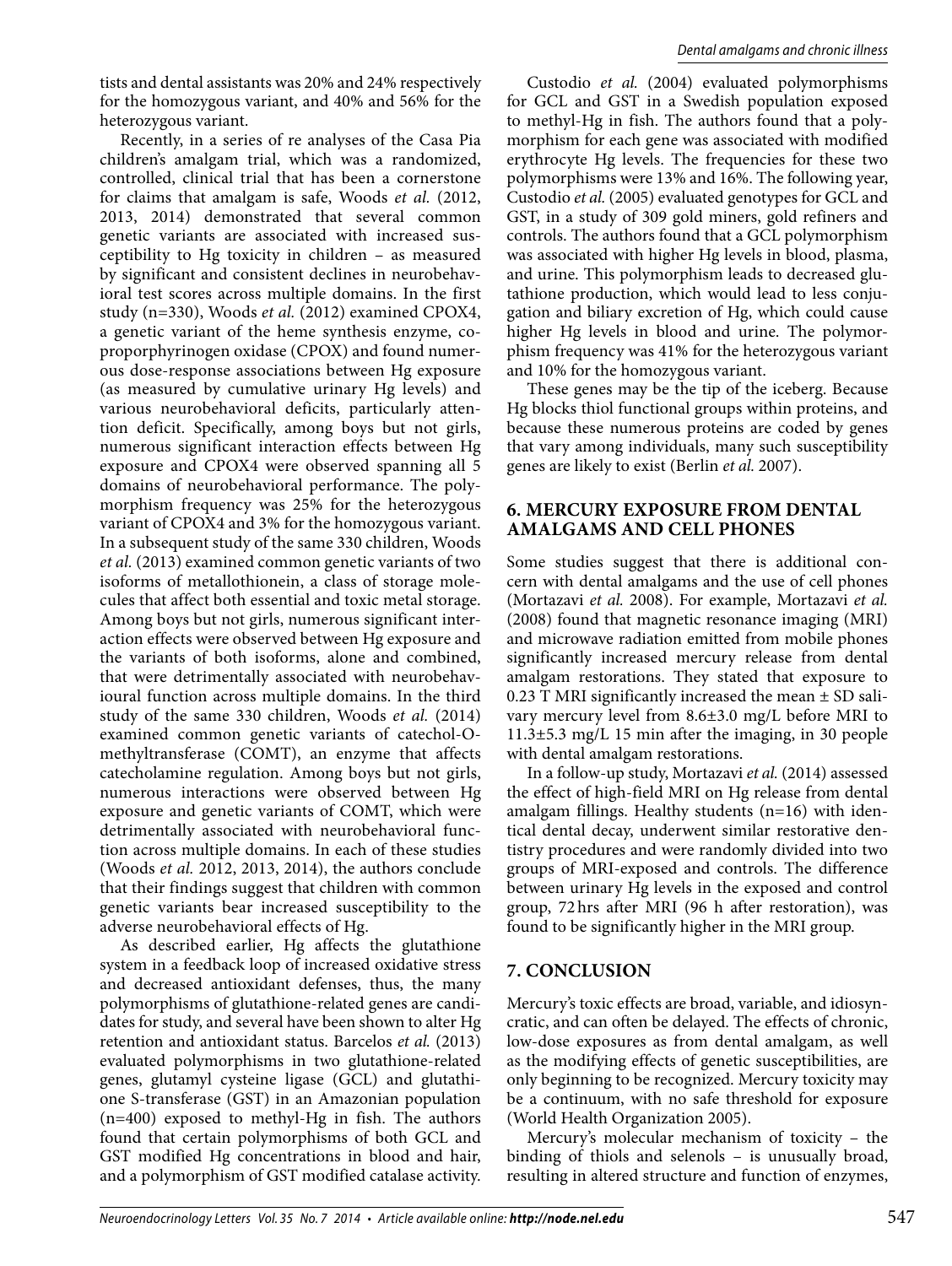tists and dental assistants was 20% and 24% respectively for the homozygous variant, and 40% and 56% for the heterozygous variant.

Recently, in a series of re analyses of the Casa Pia children's amalgam trial, which was a randomized, controlled, clinical trial that has been a cornerstone for claims that amalgam is safe, Woods *et al.* (2012, 2013, 2014) demonstrated that several common genetic variants are associated with increased susceptibility to Hg toxicity in children – as measured by significant and consistent declines in neurobehavioral test scores across multiple domains. In the first study (n=330), Woods *et al.* (2012) examined CPOX4, a genetic variant of the heme synthesis enzyme, coproporphyrinogen oxidase (CPOX) and found numerous dose-response associations between Hg exposure (as measured by cumulative urinary Hg levels) and various neurobehavioral deficits, particularly attention deficit. Specifically, among boys but not girls, numerous significant interaction effects between Hg exposure and CPOX4 were observed spanning all 5 domains of neurobehavioral performance. The polymorphism frequency was 25% for the heterozygous variant of CPOX4 and 3% for the homozygous variant. In a subsequent study of the same 330 children, Woods *et al.* (2013) examined common genetic variants of two isoforms of metallothionein, a class of storage molecules that affect both essential and toxic metal storage. Among boys but not girls, numerous significant interaction effects were observed between Hg exposure and the variants of both isoforms, alone and combined, that were detrimentally associated with neurobehavioural function across multiple domains. In the third study of the same 330 children, Woods *et al.* (2014) examined common genetic variants of catechol-O-methyltransferase (COMT), an enzyme that affects catecholamine regulation. Among boys but not girls, numerous interactions were observed between Hg exposure and genetic variants of COMT, which were detrimentally associated with neurobehavioral function across multiple domains. In each of these studies (Woods *et al.* 2012, 2013, 2014), the authors conclude that their findings suggest that children with common genetic variants bear increased susceptibility to the adverse neurobehavioral effects of Hg.

As described earlier, Hg affects the glutathione system in a feedback loop of increased oxidative stress and decreased antioxidant defenses, thus, the many polymorphisms of glutathione-related genes are candidates for study, and several have been shown to alter Hg retention and antioxidant status. Barcelos *et al.* (2013) evaluated polymorphisms in two glutathione-related genes, glutamyl cysteine ligase (GCL) and glutathione S-transferase (GST) in an Amazonian population (n=400) exposed to methyl-Hg in fish. The authors found that certain polymorphisms of both GCL and GST modified Hg concentrations in blood and hair, and a polymorphism of GST modified catalase activity.

Custodio *et al.* (2004) evaluated polymorphisms for GCL and GST in a Swedish population exposed to methyl-Hg in fish. The authors found that a polymorphism for each gene was associated with modified erythrocyte Hg levels. The frequencies for these two polymorphisms were 13% and 16%. The following year, Custodio *et al.* (2005) evaluated genotypes for GCL and GST, in a study of 309 gold miners, gold refiners and controls. The authors found that a GCL polymorphism was associated with higher Hg levels in blood, plasma, and urine. This polymorphism leads to decreased glutathione production, which would lead to less conjugation and biliary excretion of Hg, which could cause higher Hg levels in blood and urine. The polymorphism frequency was 41% for the heterozygous variant and 10% for the homozygous variant.

These genes may be the tip of the iceberg. Because Hg blocks thiol functional groups within proteins, and because these numerous proteins are coded by genes that vary among individuals, many such susceptibility genes are likely to exist (Berlin *et al.* 2007).

## 6. MERCURY EXPOSURE FROM DENTAL AMALGAMS AND CELL PHONES

Some studies suggest that there is additional concern with dental amalgams and the use of cell phones (Mortazavi *et al.* 2008). For example, Mortazavi *et al.* (2008) found that magnetic resonance imaging (MRI) and microwave radiation emitted from mobile phones significantly increased mercury release from dental amalgam restorations. They stated that exposure to 0.23 T MRI significantly increased the mean ± SD salivary mercury level from 8.6±3.0 mg/L before MRI to 11.3±5.3 mg/L 15 min after the imaging, in 30 people with dental amalgam restorations.

In a follow-up study, Mortazavi *et al.* (2014) assessed the effect of high-field MRI on Hg release from dental amalgam fillings. Healthy students (n=16) with identical dental decay, underwent similar restorative dentistry procedures and were randomly divided into two groups of MRI-exposed and controls. The difference between urinary Hg levels in the exposed and control group, 72 hrs after MRI (96 h after restoration), was found to be significantly higher in the MRI group.

## 7. CONCLUSION

Mercury's toxic effects are broad, variable, and idiosyncratic, and can often be delayed. The effects of chronic, low-dose exposures as from dental amalgam, as well as the modifying effects of genetic susceptibilities, are only beginning to be recognized. Mercury toxicity may be a continuum, with no safe threshold for exposure (World Health Organization 2005).

Mercury's molecular mechanism of toxicity – the binding of thiols and selenols – is unusually broad, resulting in altered structure and function of enzymes,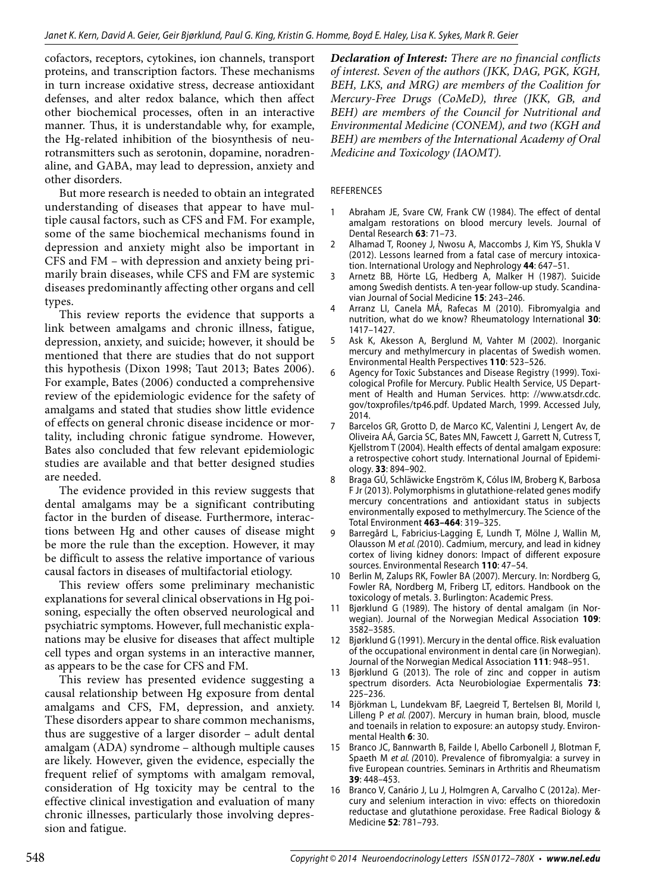cofactors, receptors, cytokines, ion channels, transport proteins, and transcription factors. These mechanisms in turn increase oxidative stress, decrease antioxidant defenses, and alter redox balance, which then affect other biochemical processes, often in an interactive manner. Thus, it is understandable why, for example, the Hg-related inhibition of the biosynthesis of neurotransmitters such as serotonin, dopamine, noradrenaline, and GABA, may lead to depression, anxiety and other disorders.

But more research is needed to obtain an integrated understanding of diseases that appear to have multiple causal factors, such as CFS and FM. For example, some of the same biochemical mechanisms found in depression and anxiety might also be important in CFS and FM – with depression and anxiety being primarily brain diseases, while CFS and FM are systemic diseases predominantly affecting other organs and cell types.

This review reports the evidence that supports a link between amalgams and chronic illness, fatigue, depression, anxiety, and suicide; however, it should be mentioned that there are studies that do not support this hypothesis (Dixon 1998; Taut 2013; Bates 2006). For example, Bates (2006) conducted a comprehensive review of the epidemiologic evidence for the safety of amalgams and stated that studies show little evidence of effects on general chronic disease incidence or mortality, including chronic fatigue syndrome. However, Bates also concluded that few relevant epidemiologic studies are available and that better designed studies are needed.

The evidence provided in this review suggests that dental amalgams may be a significant contributing factor in the burden of disease. Furthermore, interactions between Hg and other causes of disease might be more the rule than the exception. However, it may be difficult to assess the relative importance of various causal factors in diseases of multifactorial etiology.

This review offers some preliminary mechanistic explanations for several clinical observations in Hg poisoning, especially the often observed neurological and psychiatric symptoms. However, full mechanistic explanations may be elusive for diseases that affect multiple cell types and organ systems in an interactive manner, as appears to be the case for CFS and FM.

This review has presented evidence suggesting a causal relationship between Hg exposure from dental amalgams and CFS, FM, depression, and anxiety. These disorders appear to share common mechanisms, thus are suggestive of a larger disorder – adult dental amalgam (ADA) syndrome – although multiple causes are likely. However, given the evidence, especially the frequent relief of symptoms with amalgam removal, consideration of Hg toxicity may be central to the effective clinical investigation and evaluation of many chronic illnesses, particularly those involving depression and fatigue.

***Declaration of Interest:*** *There are no financial conflicts of interest. Seven of the authors (JKK, DAG, PGK, KGH, BEH, LKS, and MRG) are members of the Coalition for Mercury-Free Drugs (CoMeD), three (JKK, GB, and BEH) are members of the Council for Nutritional and Environmental Medicine (CONEM), and two (KGH and BEH) are members of the International Academy of Oral Medicine and Toxicology (IAOMT).*

## REFERENCES

1. Abraham JE, Svare CW, Frank CW (1984). The effect of dental amalgam restorations on blood mercury levels. Journal of Dental Research **63**: 71–73.
2. Alhamad T, Rooney J, Nwosu A, Maccombs J, Kim YS, Shukla V (2012). Lessons learned from a fatal case of mercury intoxication. International Urology and Nephrology **44**: 647–51.
3. Arnetz BB, Hörte LG, Hedberg A, Malker H (1987). Suicide among Swedish dentists. A ten-year follow-up study. Scandinavian Journal of Social Medicine **15**: 243–246.
4. Arranz LI, Canela MÁ, Rafecas M (2010). Fibromyalgia and nutrition, what do we know? Rheumatology International **30**: 1417–1427.
5. Ask K, Akesson A, Berglund M, Vahter M (2002). Inorganic mercury and methylmercury in placentas of Swedish women. Environmental Health Perspectives **110**: 523–526.
6. Agency for Toxic Substances and Disease Registry (1999). Toxicological Profile for Mercury. Public Health Service, US Department of Health and Human Services. http: //www.atsdr.cdc.gov/toxprofiles/tp46.pdf. Updated March, 1999. Accessed July, 2014.
7. Barcelos GR, Grotto D, de Marco KC, Valentini J, Lengert Av, de Oliveira AÁ, Garcia SC, Bates MN, Fawcett J, Garrett N, Cutress T, Kjellstrom T (2004). Health effects of dental amalgam exposure: a retrospective cohort study. International Journal of Epidemiology. **33**: 894–902.
8. Braga GÚ, Schläwicke Engström K, Cólus IM, Broberg K, Barbosa F Jr (2013). Polymorphisms in glutathione-related genes modify mercury concentrations and antioxidant status in subjects environmentally exposed to methylmercury. The Science of the Total Environment **463–464**: 319–325.
9. Barregård L, Fabricius-Lagging E, Lundh T, Mölne J, Wallin M, Olausson M *et al. (*2010). Cadmium, mercury, and lead in kidney cortex of living kidney donors: Impact of different exposure sources. Environmental Research **110**: 47–54.
10. Berlin M, Zalups RK, Fowler BA (2007). Mercury. In: Nordberg G, Fowler RA, Nordberg M, Friberg LT, editors. Handbook on the toxicology of metals. 3. Burlington: Academic Press.
11. Bjørklund G (1989). The history of dental amalgam (in Norwegian). Journal of the Norwegian Medical Association **109**: 3582–3585.
12. Bjørklund G (1991). Mercury in the dental office. Risk evaluation of the occupational environment in dental care (in Norwegian). Journal of the Norwegian Medical Association **111**: 948–951.
13. Bjørklund G (2013). The role of zinc and copper in autism spectrum disorders. Acta Neurobiologiae Expermentalis **73**: 225–236.
14. Björkman L, Lundekvam BF, Laegreid T, Bertelsen BI, Morild I, Lilleng P *et al. (*2007). Mercury in human brain, blood, muscle and toenails in relation to exposure: an autopsy study. Environmental Health **6**: 30.
15. Branco JC, Bannwarth B, Failde I, Abello Carbonell J, Blotman F, Spaeth M *et al. (*2010). Prevalence of fibromyalgia: a survey in five European countries. Seminars in Arthritis and Rheumatism **39**: 448–453.
16. Branco V, Canário J, Lu J, Holmgren A, Carvalho C (2012a). Mercury and selenium interaction in vivo: effects on thioredoxin reductase and glutathione peroxidase. Free Radical Biology & Medicine **52**: 781–793.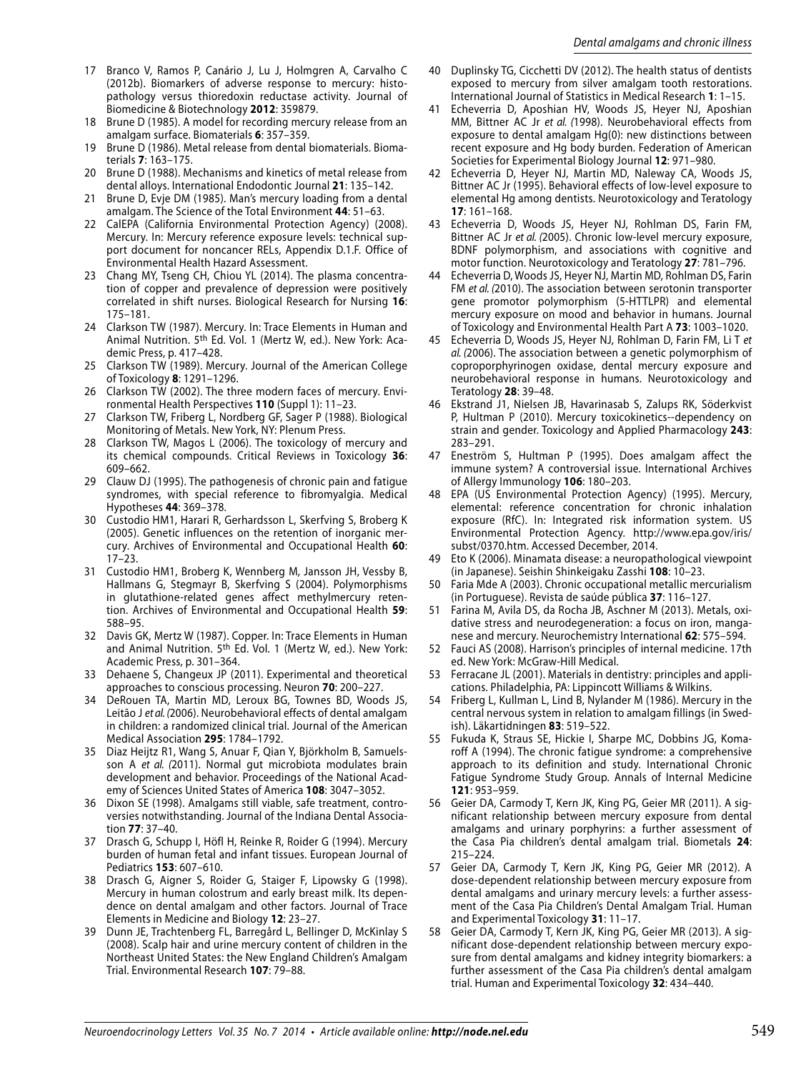17 Branco V, Ramos P, Canário J, Lu J, Holmgren A, Carvalho C (2012b). Biomarkers of adverse response to mercury: histopathology versus thioredoxin reductase activity. Journal of Biomedicine & Biotechnology **2012**: 359879.

18 Brune D (1985). A model for recording mercury release from an amalgam surface. Biomaterials **6**: 357–359.

19 Brune D (1986). Metal release from dental biomaterials. Biomaterials **7**: 163–175.

20 Brune D (1988). Mechanisms and kinetics of metal release from dental alloys. International Endodontic Journal **21**: 135–142.

21 Brune D, Evje DM (1985). Man's mercury loading from a dental amalgam. The Science of the Total Environment **44**: 51–63.

22 CalEPA (California Environmental Protection Agency) (2008). Mercury. In: Mercury reference exposure levels: technical support document for noncancer RELs, Appendix D.1.F. Office of Environmental Health Hazard Assessment.

23 Chang MY, Tseng CH, Chiou YL (2014). The plasma concentration of copper and prevalence of depression were positively correlated in shift nurses. Biological Research for Nursing **16**: 175–181.

24 Clarkson TW (1987). Mercury. In: Trace Elements in Human and Animal Nutrition. 5th Ed. Vol. 1 (Mertz W, ed.). New York: Academic Press, p. 417–428.

25 Clarkson TW (1989). Mercury. Journal of the American College of Toxicology **8**: 1291–1296.

26 Clarkson TW (2002). The three modern faces of mercury. Environmental Health Perspectives **110** (Suppl 1): 11–23.

27 Clarkson TW, Friberg L, Nordberg GF, Sager P (1988). Biological Monitoring of Metals. New York, NY: Plenum Press.

28 Clarkson TW, Magos L (2006). The toxicology of mercury and its chemical compounds. Critical Reviews in Toxicology **36**: 609–662.

29 Clauw DJ (1995). The pathogenesis of chronic pain and fatigue syndromes, with special reference to fibromyalgia. Medical Hypotheses **44**: 369–378.

30 Custodio HM1, Harari R, Gerhardsson L, Skerfving S, Broberg K (2005). Genetic influences on the retention of inorganic mercury. Archives of Environmental and Occupational Health **60**: 17–23.

31 Custodio HM1, Broberg K, Wennberg M, Jansson JH, Vessby B, Hallmans G, Stegmayr B, Skerfving S (2004). Polymorphisms in glutathione-related genes affect methylmercury retention. Archives of Environmental and Occupational Health **59**: 588–95.

32 Davis GK, Mertz W (1987). Copper. In: Trace Elements in Human and Animal Nutrition. 5th Ed. Vol. 1 (Mertz W, ed.). New York: Academic Press, p. 301–364.

33 Dehaene S, Changeux JP (2011). Experimental and theoretical approaches to conscious processing. Neuron **70**: 200–227.

34 DeRouen TA, Martin MD, Leroux BG, Townes BD, Woods JS, Leitão J *et al. (*2006). Neurobehavioral effects of dental amalgam in children: a randomized clinical trial. Journal of the American Medical Association **295**: 1784–1792.

35 Diaz Heijtz R1, Wang S, Anuar F, Qian Y, Björkholm B, Samuelsson A *et al. (*2011). Normal gut microbiota modulates brain development and behavior. Proceedings of the National Academy of Sciences United States of America **108**: 3047–3052.

36 Dixon SE (1998). Amalgams still viable, safe treatment, controversies notwithstanding. Journal of the Indiana Dental Association **77**: 37–40.

37 Drasch G, Schupp I, Höfl H, Reinke R, Roider G (1994). Mercury burden of human fetal and infant tissues. European Journal of Pediatrics **153**: 607–610.

38 Drasch G, Aigner S, Roider G, Staiger F, Lipowsky G (1998). Mercury in human colostrum and early breast milk. Its dependence on dental amalgam and other factors. Journal of Trace Elements in Medicine and Biology **12**: 23–27.

39 Dunn JE, Trachtenberg FL, Barregård L, Bellinger D, McKinlay S (2008). Scalp hair and urine mercury content of children in the Northeast United States: the New England Children's Amalgam Trial. Environmental Research **107**: 79–88.

40 Duplinsky TG, Cicchetti DV (2012). The health status of dentists exposed to mercury from silver amalgam tooth restorations. International Journal of Statistics in Medical Research **1**: 1–15.

41 Echeverria D, Aposhian HV, Woods JS, Heyer NJ, Aposhian MM, Bittner AC Jr *et al. (*1998). Neurobehavioral effects from exposure to dental amalgam Hg(0): new distinctions between recent exposure and Hg body burden. Federation of American Societies for Experimental Biology Journal **12**: 971–980.

42 Echeverria D, Heyer NJ, Martin MD, Naleway CA, Woods JS, Bittner AC Jr (1995). Behavioral effects of low-level exposure to elemental Hg among dentists. Neurotoxicology and Teratology **17**: 161–168.

43 Echeverria D, Woods JS, Heyer NJ, Rohlman DS, Farin FM, Bittner AC Jr *et al. (*2005). Chronic low-level mercury exposure, BDNF polymorphism, and associations with cognitive and motor function. Neurotoxicology and Teratology **27**: 781–796.

44 Echeverria D, Woods JS, Heyer NJ, Martin MD, Rohlman DS, Farin FM *et al. (*2010). The association between serotonin transporter gene promotor polymorphism (5-HTTLPR) and elemental mercury exposure on mood and behavior in humans. Journal of Toxicology and Environmental Health Part A **73**: 1003–1020.

45 Echeverria D, Woods JS, Heyer NJ, Rohlman D, Farin FM, Li T *et al. (*2006). The association between a genetic polymorphism of coproporphyrinogen oxidase, dental mercury exposure and neurobehavioral response in humans. Neurotoxicology and Teratology **28**: 39–48.

46 Ekstrand J1, Nielsen JB, Havarinasab S, Zalups RK, Söderkvist P, Hultman P (2010). Mercury toxicokinetics--dependency on strain and gender. Toxicology and Applied Pharmacology **243**: 283–291.

47 Eneström S, Hultman P (1995). Does amalgam affect the immune system? A controversial issue. International Archives of Allergy Immunology **106**: 180–203.

48 EPA (US Environmental Protection Agency) (1995). Mercury, elemental: reference concentration for chronic inhalation exposure (RfC). In: Integrated risk information system. US Environmental Protection Agency. http://www.epa.gov/iris/subst/0370.htm. Accessed December, 2014.

49 Eto K (2006). Minamata disease: a neuropathological viewpoint (in Japanese). Seishin Shinkeigaku Zasshi **108**: 10–23.

50 Faria Mde A (2003). Chronic occupational metallic mercurialism (in Portuguese). Revista de saúde pública **37**: 116–127.

51 Farina M, Avila DS, da Rocha JB, Aschner M (2013). Metals, oxidative stress and neurodegeneration: a focus on iron, manganese and mercury. Neurochemistry International **62**: 575–594.

52 Fauci AS (2008). Harrison's principles of internal medicine. 17th ed. New York: McGraw-Hill Medical.

53 Ferracane JL (2001). Materials in dentistry: principles and applications. Philadelphia, PA: Lippincott Williams & Wilkins.

54 Friberg L, Kullman L, Lind B, Nylander M (1986). Mercury in the central nervous system in relation to amalgam fillings (in Swedish). Läkartidningen **83**: 519–522.

55 Fukuda K, Straus SE, Hickie I, Sharpe MC, Dobbins JG, Komaroff A (1994). The chronic fatigue syndrome: a comprehensive approach to its definition and study. International Chronic Fatigue Syndrome Study Group. Annals of Internal Medicine **121**: 953–959.

56 Geier DA, Carmody T, Kern JK, King PG, Geier MR (2011). A significant relationship between mercury exposure from dental amalgams and urinary porphyrins: a further assessment of the Casa Pia children's dental amalgam trial. Biometals **24**: 215–224.

57 Geier DA, Carmody T, Kern JK, King PG, Geier MR (2012). A dose-dependent relationship between mercury exposure from dental amalgams and urinary mercury levels: a further assessment of the Casa Pia Children's Dental Amalgam Trial. Human and Experimental Toxicology **31**: 11–17.

58 Geier DA, Carmody T, Kern JK, King PG, Geier MR (2013). A significant dose-dependent relationship between mercury exposure from dental amalgams and kidney integrity biomarkers: a further assessment of the Casa Pia children's dental amalgam trial. Human and Experimental Toxicology **32**: 434–440.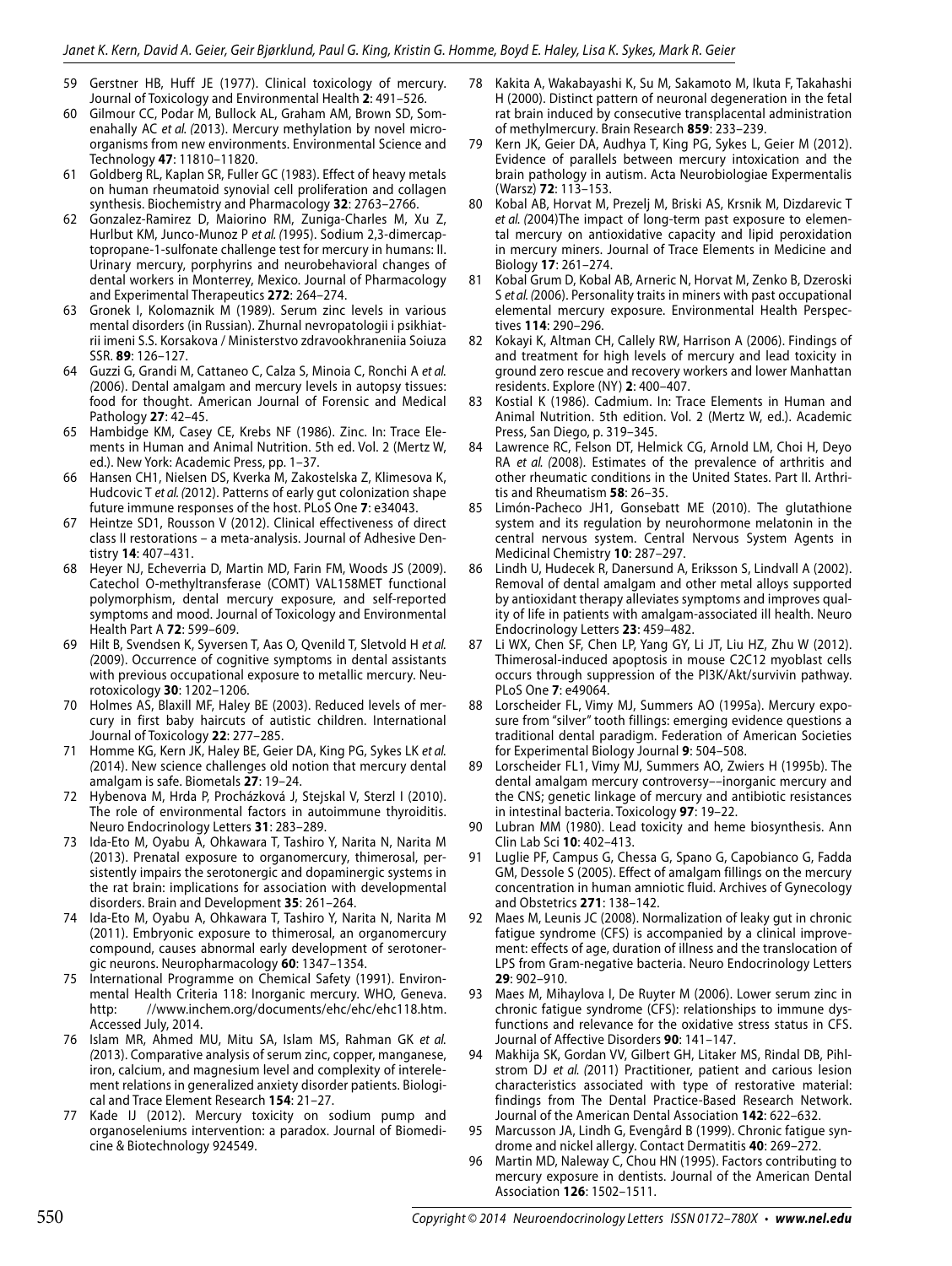59 Gerstner HB, Huff JE (1977). Clinical toxicology of mercury. Journal of Toxicology and Environmental Health **2**: 491–526.

60 Gilmour CC, Podar M, Bullock AL, Graham AM, Brown SD, Somenahally AC *et al. (*2013). Mercury methylation by novel microorganisms from new environments. Environmental Science and Technology **47**: 11810–11820.

61 Goldberg RL, Kaplan SR, Fuller GC (1983). Effect of heavy metals on human rheumatoid synovial cell proliferation and collagen synthesis. Biochemistry and Pharmacology **32**: 2763–2766.

62 Gonzalez-Ramirez D, Maiorino RM, Zuniga-Charles M, Xu Z, Hurlbut KM, Junco-Munoz P *et al. (*1995). Sodium 2,3-dimercaptopropane-1-sulfonate challenge test for mercury in humans: II. Urinary mercury, porphyrins and neurobehavioral changes of dental workers in Monterrey, Mexico. Journal of Pharmacology and Experimental Therapeutics **272**: 264–274.

63 Gronek I, Kolomaznik M (1989). Serum zinc levels in various mental disorders (in Russian). Zhurnal nevropatologii i psikhiatrii imeni S.S. Korsakova / Ministerstvo zdravookhraneniia Soiuza SSR. **89**: 126–127.

64 Guzzi G, Grandi M, Cattaneo C, Calza S, Minoia C, Ronchi A *et al. (*2006). Dental amalgam and mercury levels in autopsy tissues: food for thought. American Journal of Forensic and Medical Pathology **27**: 42–45.

65 Hambidge KM, Casey CE, Krebs NF (1986). Zinc. In: Trace Elements in Human and Animal Nutrition. 5th ed. Vol. 2 (Mertz W, ed.). New York: Academic Press, pp. 1–37.

66 Hansen CH1, Nielsen DS, Kverka M, Zakostelska Z, Klimesova K, Hudcovic T *et al. (*2012). Patterns of early gut colonization shape future immune responses of the host. PLoS One **7**: e34043.

67 Heintze SD1, Rousson V (2012). Clinical effectiveness of direct class II restorations – a meta-analysis. Journal of Adhesive Dentistry **14**: 407–431.

68 Heyer NJ, Echeverria D, Martin MD, Farin FM, Woods JS (2009). Catechol O-methyltransferase (COMT) VAL158MET functional polymorphism, dental mercury exposure, and self-reported symptoms and mood. Journal of Toxicology and Environmental Health Part A **72**: 599–609.

69 Hilt B, Svendsen K, Syversen T, Aas O, Qvenild T, Sletvold H *et al. (*2009). Occurrence of cognitive symptoms in dental assistants with previous occupational exposure to metallic mercury. Neurotoxicology **30**: 1202–1206.

70 Holmes AS, Blaxill MF, Haley BE (2003). Reduced levels of mercury in first baby haircuts of autistic children. International Journal of Toxicology **22**: 277–285.

71 Homme KG, Kern JK, Haley BE, Geier DA, King PG, Sykes LK *et al. (*2014). New science challenges old notion that mercury dental amalgam is safe. Biometals **27**: 19–24.

72 Hybenova M, Hrda P, Procházková J, Stejskal V, Sterzl I (2010). The role of environmental factors in autoimmune thyroiditis. Neuro Endocrinology Letters **31**: 283–289.

73 Ida-Eto M, Oyabu A, Ohkawara T, Tashiro Y, Narita N, Narita M (2013). Prenatal exposure to organomercury, thimerosal, persistently impairs the serotonergic and dopaminergic systems in the rat brain: implications for association with developmental disorders. Brain and Development **35**: 261–264.

74 Ida-Eto M, Oyabu A, Ohkawara T, Tashiro Y, Narita N, Narita M (2011). Embryonic exposure to thimerosal, an organomercury compound, causes abnormal early development of serotonergic neurons. Neuropharmacology **60**: 1347–1354.

75 International Programme on Chemical Safety (1991). Environmental Health Criteria 118: Inorganic mercury. WHO, Geneva. http: //www.inchem.org/documents/ehc/ehc/ehc118.htm. Accessed July, 2014.

76 Islam MR, Ahmed MU, Mitu SA, Islam MS, Rahman GK *et al. (*2013). Comparative analysis of serum zinc, copper, manganese, iron, calcium, and magnesium level and complexity of interelement relations in generalized anxiety disorder patients. Biological and Trace Element Research **154**: 21–27.

77 Kade IJ (2012). Mercury toxicity on sodium pump and organoseleniums intervention: a paradox. Journal of Biomedicine & Biotechnology 924549.

78 Kakita A, Wakabayashi K, Su M, Sakamoto M, Ikuta F, Takahashi H (2000). Distinct pattern of neuronal degeneration in the fetal rat brain induced by consecutive transplacental administration of methylmercury. Brain Research **859**: 233–239.

79 Kern JK, Geier DA, Audhya T, King PG, Sykes L, Geier M (2012). Evidence of parallels between mercury intoxication and the brain pathology in autism. Acta Neurobiologiae Expermentalis (Warsz) **72**: 113–153.

80 Kobal AB, Horvat M, Prezelj M, Briski AS, Krsnik M, Dizdarevic T *et al. (*2004)The impact of long-term past exposure to elemental mercury on antioxidative capacity and lipid peroxidation in mercury miners. Journal of Trace Elements in Medicine and Biology **17**: 261–274.

81 Kobal Grum D, Kobal AB, Arneric N, Horvat M, Zenko B, Dzeroski S *et al. (*2006). Personality traits in miners with past occupational elemental mercury exposure. Environmental Health Perspectives **114**: 290–296.

82 Kokayi K, Altman CH, Callely RW, Harrison A (2006). Findings of and treatment for high levels of mercury and lead toxicity in ground zero rescue and recovery workers and lower Manhattan residents. Explore (NY) **2**: 400–407.

83 Kostial K (1986). Cadmium. In: Trace Elements in Human and Animal Nutrition. 5th edition. Vol. 2 (Mertz W, ed.). Academic Press, San Diego, p. 319–345.

84 Lawrence RC, Felson DT, Helmick CG, Arnold LM, Choi H, Deyo RA *et al. (*2008). Estimates of the prevalence of arthritis and other rheumatic conditions in the United States. Part II. Arthritis and Rheumatism **58**: 26–35.

85 Limón-Pacheco JH1, Gonsebatt ME (2010). The glutathione system and its regulation by neurohormone melatonin in the central nervous system. Central Nervous System Agents in Medicinal Chemistry **10**: 287–297.

86 Lindh U, Hudecek R, Danersund A, Eriksson S, Lindvall A (2002). Removal of dental amalgam and other metal alloys supported by antioxidant therapy alleviates symptoms and improves quality of life in patients with amalgam-associated ill health. Neuro Endocrinology Letters **23**: 459–482.

87 Li WX, Chen SF, Chen LP, Yang GY, Li JT, Liu HZ, Zhu W (2012). Thimerosal-induced apoptosis in mouse C2C12 myoblast cells occurs through suppression of the PI3K/Akt/survivin pathway. PLoS One **7**: e49064.

88 Lorscheider FL, Vimy MJ, Summers AO (1995a). Mercury exposure from "silver" tooth fillings: emerging evidence questions a traditional dental paradigm. Federation of American Societies for Experimental Biology Journal **9**: 504–508.

89 Lorscheider FL1, Vimy MJ, Summers AO, Zwiers H (1995b). The dental amalgam mercury controversy––inorganic mercury and the CNS; genetic linkage of mercury and antibiotic resistances in intestinal bacteria. Toxicology **97**: 19–22.

90 Lubran MM (1980). Lead toxicity and heme biosynthesis. Ann Clin Lab Sci **10**: 402–413.

91 Luglie PF, Campus G, Chessa G, Spano G, Capobianco G, Fadda GM, Dessole S (2005). Effect of amalgam fillings on the mercury concentration in human amniotic fluid. Archives of Gynecology and Obstetrics **271**: 138–142.

92 Maes M, Leunis JC (2008). Normalization of leaky gut in chronic fatigue syndrome (CFS) is accompanied by a clinical improvement: effects of age, duration of illness and the translocation of LPS from Gram-negative bacteria. Neuro Endocrinology Letters **29**: 902–910.

93 Maes M, Mihaylova I, De Ruyter M (2006). Lower serum zinc in chronic fatigue syndrome (CFS): relationships to immune dysfunctions and relevance for the oxidative stress status in CFS. Journal of Affective Disorders **90**: 141–147.

94 Makhija SK, Gordan VV, Gilbert GH, Litaker MS, Rindal DB, Pihlstrom DJ *et al. (*2011) Practitioner, patient and carious lesion characteristics associated with type of restorative material: findings from The Dental Practice-Based Research Network. Journal of the American Dental Association **142**: 622–632.

95 Marcusson JA, Lindh G, Evengård B (1999). Chronic fatigue syndrome and nickel allergy. Contact Dermatitis **40**: 269–272.

96 Martin MD, Naleway C, Chou HN (1995). Factors contributing to mercury exposure in dentists. Journal of the American Dental Association **126**: 1502–1511.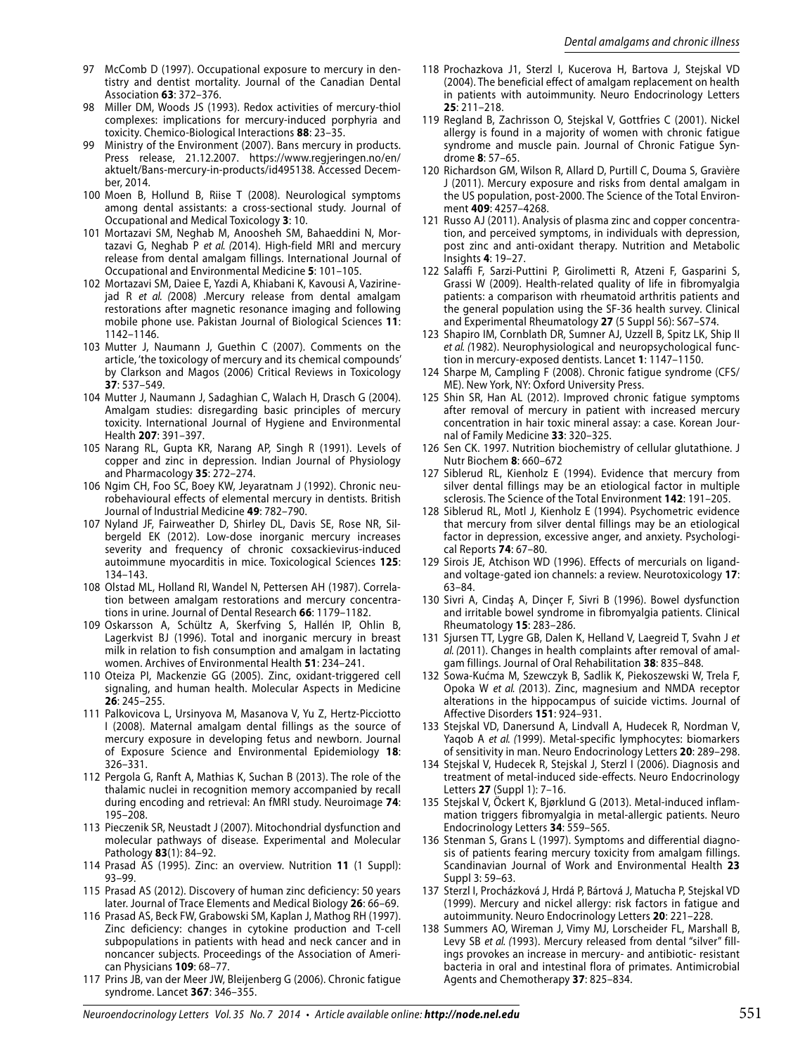97 McComb D (1997). Occupational exposure to mercury in dentistry and dentist mortality. Journal of the Canadian Dental Association **63**: 372–376.

98 Miller DM, Woods JS (1993). Redox activities of mercury-thiol complexes: implications for mercury-induced porphyria and toxicity. Chemico-Biological Interactions **88**: 23–35.

99 Ministry of the Environment (2007). Bans mercury in products. Press release, 21.12.2007. https://www.regjeringen.no/en/aktuelt/Bans-mercury-in-products/id495138. Accessed December, 2014.

100 Moen B, Hollund B, Riise T (2008). Neurological symptoms among dental assistants: a cross-sectional study. Journal of Occupational and Medical Toxicology **3**: 10.

101 Mortazavi SM, Neghab M, Anoosheh SM, Bahaeddini N, Mortazavi G, Neghab P *et al. (*2014). High-field MRI and mercury release from dental amalgam fillings. International Journal of Occupational and Environmental Medicine **5**: 101–105.

102 Mortazavi SM, Daiee E, Yazdi A, Khiabani K, Kavousi A, Vazirinejad R *et al. (*2008) .Mercury release from dental amalgam restorations after magnetic resonance imaging and following mobile phone use. Pakistan Journal of Biological Sciences **11**: 1142–1146.

103 Mutter J, Naumann J, Guethin C (2007). Comments on the article, 'the toxicology of mercury and its chemical compounds' by Clarkson and Magos (2006) Critical Reviews in Toxicology **37**: 537–549.

104 Mutter J, Naumann J, Sadaghian C, Walach H, Drasch G (2004). Amalgam studies: disregarding basic principles of mercury toxicity. International Journal of Hygiene and Environmental Health **207**: 391–397.

105 Narang RL, Gupta KR, Narang AP, Singh R (1991). Levels of copper and zinc in depression. Indian Journal of Physiology and Pharmacology **35**: 272–274.

106 Ngim CH, Foo SC, Boey KW, Jeyaratnam J (1992). Chronic neurobehavioural effects of elemental mercury in dentists. British Journal of Industrial Medicine **49**: 782–790.

107 Nyland JF, Fairweather D, Shirley DL, Davis SE, Rose NR, Silbergeld EK (2012). Low-dose inorganic mercury increases severity and frequency of chronic coxsackievirus-induced autoimmune myocarditis in mice. Toxicological Sciences **125**: 134–143.

108 Olstad ML, Holland RI, Wandel N, Pettersen AH (1987). Correlation between amalgam restorations and mercury concentrations in urine. Journal of Dental Research **66**: 1179–1182.

109 Oskarsson A, Schültz A, Skerfving S, Hallén IP, Ohlin B, Lagerkvist BJ (1996). Total and inorganic mercury in breast milk in relation to fish consumption and amalgam in lactating women. Archives of Environmental Health **51**: 234–241.

110 Oteiza PI, Mackenzie GG (2005). Zinc, oxidant-triggered cell signaling, and human health. Molecular Aspects in Medicine **26**: 245–255.

111 Palkovicova L, Ursinyova M, Masanova V, Yu Z, Hertz-Picciotto I (2008). Maternal amalgam dental fillings as the source of mercury exposure in developing fetus and newborn. Journal of Exposure Science and Environmental Epidemiology **18**: 326–331.

112 Pergola G, Ranft A, Mathias K, Suchan B (2013). The role of the thalamic nuclei in recognition memory accompanied by recall during encoding and retrieval: An fMRI study. Neuroimage **74**: 195–208.

113 Pieczenik SR, Neustadt J (2007). Mitochondrial dysfunction and molecular pathways of disease. Experimental and Molecular Pathology **83**(1): 84–92.

114 Prasad AS (1995). Zinc: an overview. Nutrition **11** (1 Suppl): 93–99.

115 Prasad AS (2012). Discovery of human zinc deficiency: 50 years later. Journal of Trace Elements and Medical Biology **26**: 66–69.

116 Prasad AS, Beck FW, Grabowski SM, Kaplan J, Mathog RH (1997). Zinc deficiency: changes in cytokine production and T-cell subpopulations in patients with head and neck cancer and in noncancer subjects. Proceedings of the Association of American Physicians **109**: 68–77.

117 Prins JB, van der Meer JW, Bleijenberg G (2006). Chronic fatigue syndrome. Lancet **367**: 346–355.

118 Prochazkova J1, Sterzl I, Kucerova H, Bartova J, Stejskal VD (2004). The beneficial effect of amalgam replacement on health in patients with autoimmunity. Neuro Endocrinology Letters **25**: 211–218.

119 Regland B, Zachrisson O, Stejskal V, Gottfries C (2001). Nickel allergy is found in a majority of women with chronic fatigue syndrome and muscle pain. Journal of Chronic Fatigue Syndrome **8**: 57–65.

120 Richardson GM, Wilson R, Allard D, Purtill C, Douma S, Gravière J (2011). Mercury exposure and risks from dental amalgam in the US population, post-2000. The Science of the Total Environment **409**: 4257–4268.

121 Russo AJ (2011). Analysis of plasma zinc and copper concentration, and perceived symptoms, in individuals with depression, post zinc and anti-oxidant therapy. Nutrition and Metabolic Insights **4**: 19–27.

122 Salaffi F, Sarzi-Puttini P, Girolimetti R, Atzeni F, Gasparini S, Grassi W (2009). Health-related quality of life in fibromyalgia patients: a comparison with rheumatoid arthritis patients and the general population using the SF-36 health survey. Clinical and Experimental Rheumatology **27** (5 Suppl 56): S67–S74.

123 Shapiro IM, Cornblath DR, Sumner AJ, Uzzell B, Spitz LK, Ship II *et al. (*1982). Neurophysiological and neuropsychological function in mercury-exposed dentists. Lancet **1**: 1147–1150.

124 Sharpe M, Campling F (2008). Chronic fatigue syndrome (CFS/ME). New York, NY: Oxford University Press.

125 Shin SR, Han AL (2012). Improved chronic fatigue symptoms after removal of mercury in patient with increased mercury concentration in hair toxic mineral assay: a case. Korean Journal of Family Medicine **33**: 320–325.

126 Sen CK. 1997. Nutrition biochemistry of cellular glutathione. J Nutr Biochem **8**: 660–672

127 Siblerud RL, Kienholz E (1994). Evidence that mercury from silver dental fillings may be an etiological factor in multiple sclerosis. The Science of the Total Environment **142**: 191–205.

128 Siblerud RL, Motl J, Kienholz E (1994). Psychometric evidence that mercury from silver dental fillings may be an etiological factor in depression, excessive anger, and anxiety. Psychological Reports **74**: 67–80.

129 Sirois JE, Atchison WD (1996). Effects of mercurials on ligand- and voltage-gated ion channels: a review. Neurotoxicology **17**: 63–84.

130 Sivri A, Cindaş A, Dinçer F, Sivri B (1996). Bowel dysfunction and irritable bowel syndrome in fibromyalgia patients. Clinical Rheumatology **15**: 283–286.

131 Sjursen TT, Lygre GB, Dalen K, Helland V, Laegreid T, Svahn J *et al. (*2011). Changes in health complaints after removal of amalgam fillings. Journal of Oral Rehabilitation **38**: 835–848.

132 Sowa-Kućma M, Szewczyk B, Sadlik K, Piekoszewski W, Trela F, Opoka W *et al. (*2013). Zinc, magnesium and NMDA receptor alterations in the hippocampus of suicide victims. Journal of Affective Disorders **151**: 924–931.

133 Stejskal VD, Danersund A, Lindvall A, Hudecek R, Nordman V, Yaqob A *et al. (*1999). Metal-specific lymphocytes: biomarkers of sensitivity in man. Neuro Endocrinology Letters **20**: 289–298.

134 Stejskal V, Hudecek R, Stejskal J, Sterzl I (2006). Diagnosis and treatment of metal-induced side-effects. Neuro Endocrinology Letters **27** (Suppl 1): 7–16.

135 Stejskal V, Öckert K, Bjørklund G (2013). Metal-induced inflammation triggers fibromyalgia in metal-allergic patients. Neuro Endocrinology Letters **34**: 559–565.

136 Stenman S, Grans L (1997). Symptoms and differential diagnosis of patients fearing mercury toxicity from amalgam fillings. Scandinavian Journal of Work and Environmental Health **23** Suppl 3: 59–63.

137 Sterzl I, Procházková J, Hrdá P, Bártová J, Matucha P, Stejskal VD (1999). Mercury and nickel allergy: risk factors in fatigue and autoimmunity. Neuro Endocrinology Letters **20**: 221–228.

138 Summers AO, Wireman J, Vimy MJ, Lorscheider FL, Marshall B, Levy SB *et al. (*1993). Mercury released from dental "silver" fillings provokes an increase in mercury- and antibiotic- resistant bacteria in oral and intestinal flora of primates. Antimicrobial Agents and Chemotherapy **37**: 825–834.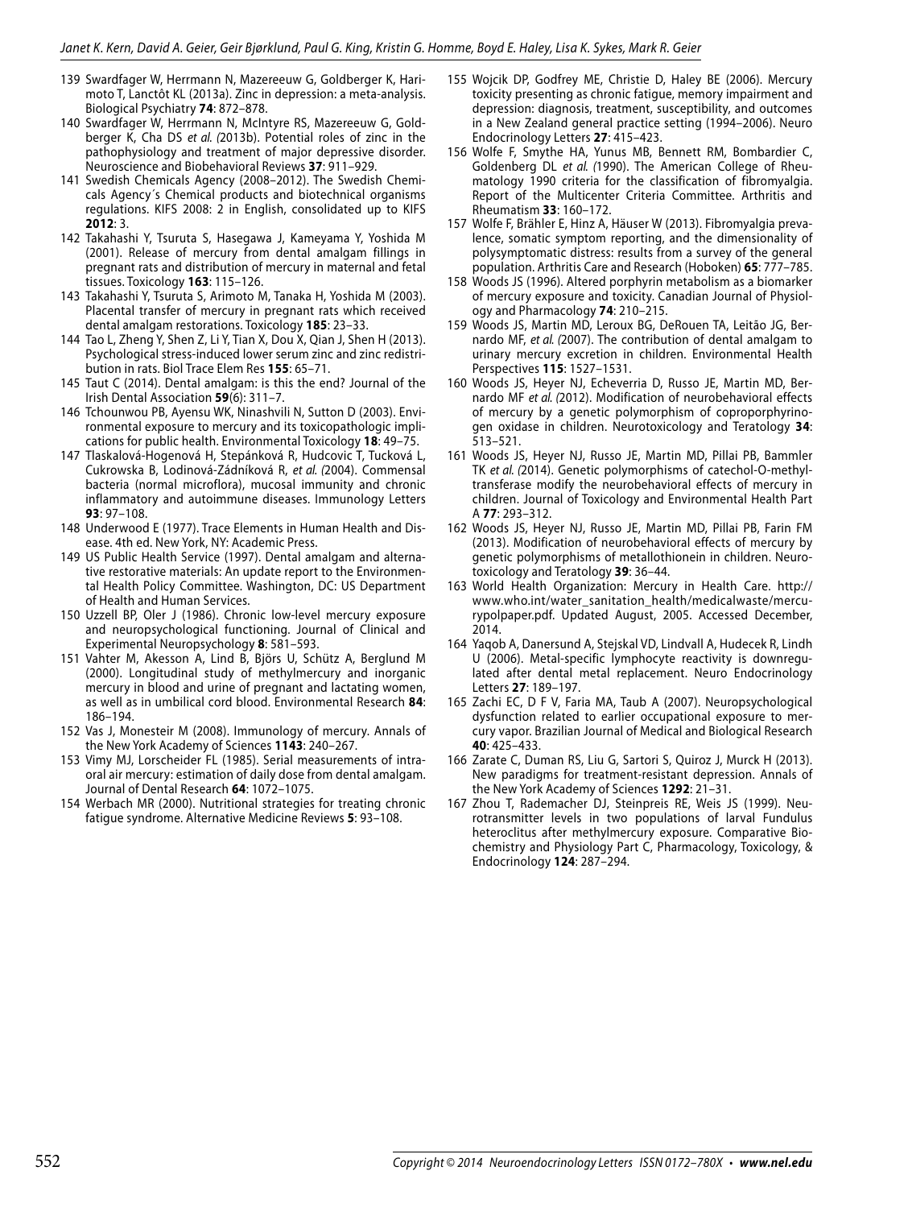139 Swardfager W, Herrmann N, Mazereeuw G, Goldberger K, Harimoto T, Lanctôt KL (2013a). Zinc in depression: a meta-analysis. Biological Psychiatry **74**: 872–878.

140 Swardfager W, Herrmann N, McIntyre RS, Mazereeuw G, Goldberger K, Cha DS *et al. (*2013b). Potential roles of zinc in the pathophysiology and treatment of major depressive disorder. Neuroscience and Biobehavioral Reviews **37**: 911–929.

141 Swedish Chemicals Agency (2008–2012). The Swedish Chemicals Agency´s Chemical products and biotechnical organisms regulations. KIFS 2008: 2 in English, consolidated up to KIFS **2012**: 3.

142 Takahashi Y, Tsuruta S, Hasegawa J, Kameyama Y, Yoshida M (2001). Release of mercury from dental amalgam fillings in pregnant rats and distribution of mercury in maternal and fetal tissues. Toxicology **163**: 115–126.

143 Takahashi Y, Tsuruta S, Arimoto M, Tanaka H, Yoshida M (2003). Placental transfer of mercury in pregnant rats which received dental amalgam restorations. Toxicology **185**: 23–33.

144 Tao L, Zheng Y, Shen Z, Li Y, Tian X, Dou X, Qian J, Shen H (2013). Psychological stress-induced lower serum zinc and zinc redistribution in rats. Biol Trace Elem Res **155**: 65–71.

145 Taut C (2014). Dental amalgam: is this the end? Journal of the Irish Dental Association **59**(6): 311–7.

146 Tchounwou PB, Ayensu WK, Ninashvili N, Sutton D (2003). Environmental exposure to mercury and its toxicopathologic implications for public health. Environmental Toxicology **18**: 49–75.

147 Tlaskalová-Hogenová H, Stepánková R, Hudcovic T, Tucková L, Cukrowska B, Lodinová-Zádníková R, *et al. (*2004). Commensal bacteria (normal microflora), mucosal immunity and chronic inflammatory and autoimmune diseases. Immunology Letters **93**: 97–108.

148 Underwood E (1977). Trace Elements in Human Health and Disease. 4th ed. New York, NY: Academic Press.

149 US Public Health Service (1997). Dental amalgam and alternative restorative materials: An update report to the Environmental Health Policy Committee. Washington, DC: US Department of Health and Human Services.

150 Uzzell BP, Oler J (1986). Chronic low-level mercury exposure and neuropsychological functioning. Journal of Clinical and Experimental Neuropsychology **8**: 581–593.

151 Vahter M, Akesson A, Lind B, Björs U, Schütz A, Berglund M (2000). Longitudinal study of methylmercury and inorganic mercury in blood and urine of pregnant and lactating women, as well as in umbilical cord blood. Environmental Research **84**: 186–194.

152 Vas J, Monesteir M (2008). Immunology of mercury. Annals of the New York Academy of Sciences **1143**: 240–267.

153 Vimy MJ, Lorscheider FL (1985). Serial measurements of intraoral air mercury: estimation of daily dose from dental amalgam. Journal of Dental Research **64**: 1072–1075.

154 Werbach MR (2000). Nutritional strategies for treating chronic fatigue syndrome. Alternative Medicine Reviews **5**: 93–108.

155 Wojcik DP, Godfrey ME, Christie D, Haley BE (2006). Mercury toxicity presenting as chronic fatigue, memory impairment and depression: diagnosis, treatment, susceptibility, and outcomes in a New Zealand general practice setting (1994–2006). Neuro Endocrinology Letters **27**: 415–423.

156 Wolfe F, Smythe HA, Yunus MB, Bennett RM, Bombardier C, Goldenberg DL *et al. (*1990). The American College of Rheumatology 1990 criteria for the classification of fibromyalgia. Report of the Multicenter Criteria Committee. Arthritis and Rheumatism **33**: 160–172.

157 Wolfe F, Brähler E, Hinz A, Häuser W (2013). Fibromyalgia prevalence, somatic symptom reporting, and the dimensionality of polysymptomatic distress: results from a survey of the general population. Arthritis Care and Research (Hoboken) **65**: 777–785.

158 Woods JS (1996). Altered porphyrin metabolism as a biomarker of mercury exposure and toxicity. Canadian Journal of Physiology and Pharmacology **74**: 210–215.

159 Woods JS, Martin MD, Leroux BG, DeRouen TA, Leitão JG, Bernardo MF, *et al. (*2007). The contribution of dental amalgam to urinary mercury excretion in children. Environmental Health Perspectives **115**: 1527–1531.

160 Woods JS, Heyer NJ, Echeverria D, Russo JE, Martin MD, Bernardo MF *et al. (*2012). Modification of neurobehavioral effects of mercury by a genetic polymorphism of coproporphyrinogen oxidase in children. Neurotoxicology and Teratology **34**: 513–521.

161 Woods JS, Heyer NJ, Russo JE, Martin MD, Pillai PB, Bammler TK *et al. (*2014). Genetic polymorphisms of catechol-O-methyltransferase modify the neurobehavioral effects of mercury in children. Journal of Toxicology and Environmental Health Part A **77**: 293–312.

162 Woods JS, Heyer NJ, Russo JE, Martin MD, Pillai PB, Farin FM (2013). Modification of neurobehavioral effects of mercury by genetic polymorphisms of metallothionein in children. Neurotoxicology and Teratology **39**: 36–44.

163 World Health Organization: Mercury in Health Care. http://www.who.int/water_sanitation_health/medicalwaste/mercurypolpaper.pdf. Updated August, 2005. Accessed December, 2014.

164 Yaqob A, Danersund A, Stejskal VD, Lindvall A, Hudecek R, Lindh U (2006). Metal-specific lymphocyte reactivity is downregulated after dental metal replacement. Neuro Endocrinology Letters **27**: 189–197.

165 Zachi EC, D F V, Faria MA, Taub A (2007). Neuropsychological dysfunction related to earlier occupational exposure to mercury vapor. Brazilian Journal of Medical and Biological Research **40**: 425–433.

166 Zarate C, Duman RS, Liu G, Sartori S, Quiroz J, Murck H (2013). New paradigms for treatment-resistant depression. Annals of the New York Academy of Sciences **1292**: 21–31.

167 Zhou T, Rademacher DJ, Steinpreis RE, Weis JS (1999). Neurotransmitter levels in two populations of larval Fundulus heteroclitus after methylmercury exposure. Comparative Biochemistry and Physiology Part C, Pharmacology, Toxicology, & Endocrinology **124**: 287–294.